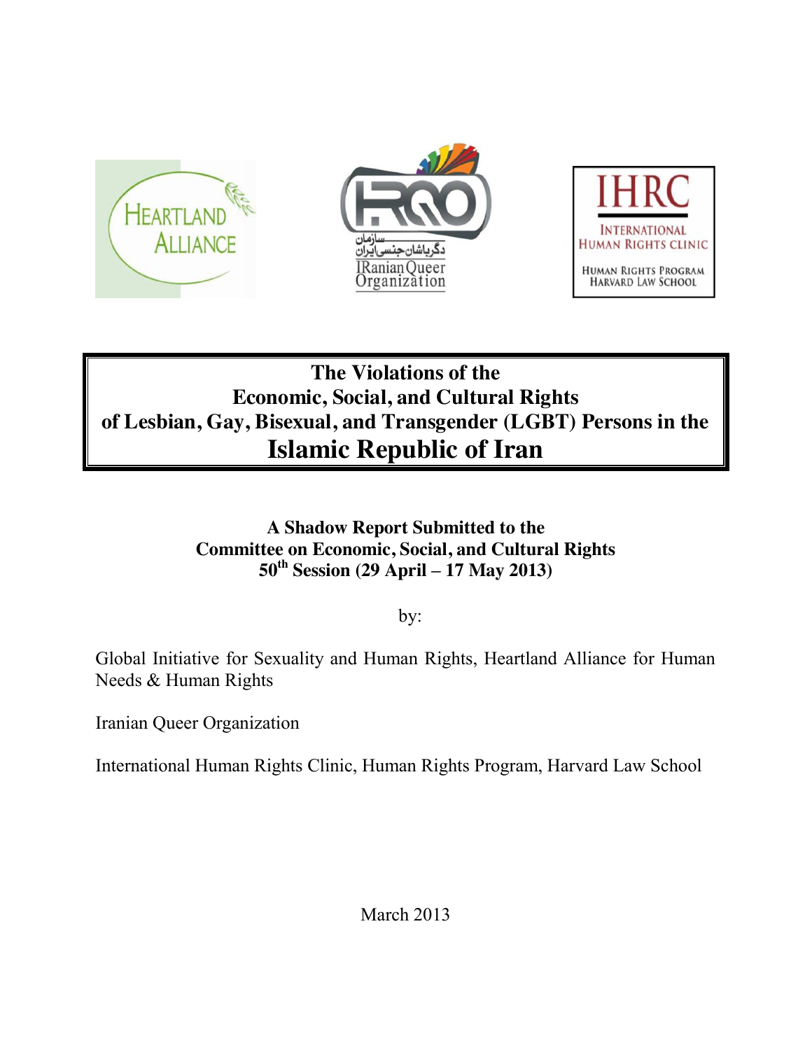# The Violations of the Economic, Social, and Cultural Rights of Lesbian, Gay, Bisexual, and Transgender (LGBT) Persons in the Islamic Republic of Iran

**A Shadow Report Submitted to the Committee on Economic, Social, and Cultural Rights 50th Session (29 April – 17 May 2013)**

by:

Global Initiative for Sexuality and Human Rights, Heartland Alliance for Human Needs & Human Rights

Iranian Queer Organization

International Human Rights Clinic, Human Rights Program, Harvard Law School

March 2013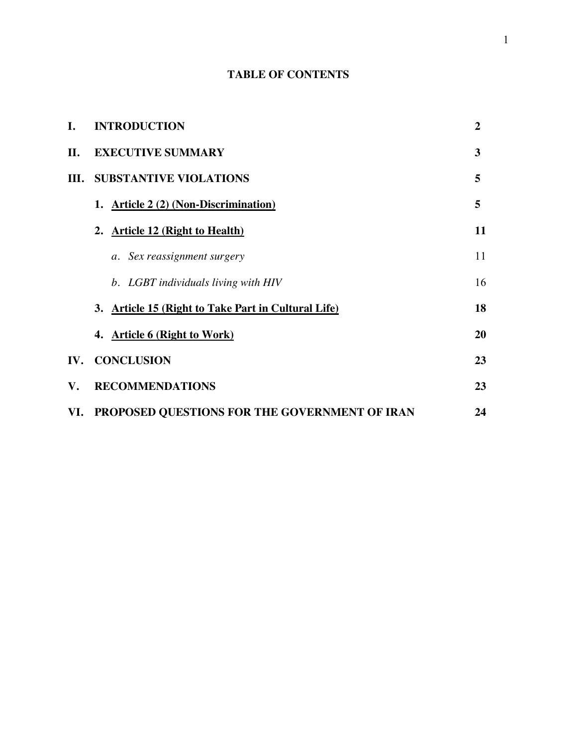## TABLE OF CONTENTS

| | | |
|---|---|---|
| **I.** | **INTRODUCTION** | **2** |
| **II.** | **EXECUTIVE SUMMARY** | **3** |
| **III.** | **SUBSTANTIVE VIOLATIONS** | **5** |
| | **1. Article 2 (2) (Non-Discrimination)** | **5** |
| | **2. Article 12 (Right to Health)** | **11** |
| | *a. Sex reassignment surgery* | 11 |
| | *b. LGBT individuals living with HIV* | 16 |
| | **3. Article 15 (Right to Take Part in Cultural Life)** | **18** |
| | **4. Article 6 (Right to Work)** | **20** |
| **IV.** | **CONCLUSION** | **23** |
| **V.** | **RECOMMENDATIONS** | **23** |
| **VI.** | **PROPOSED QUESTIONS FOR THE GOVERNMENT OF IRAN** | **24** |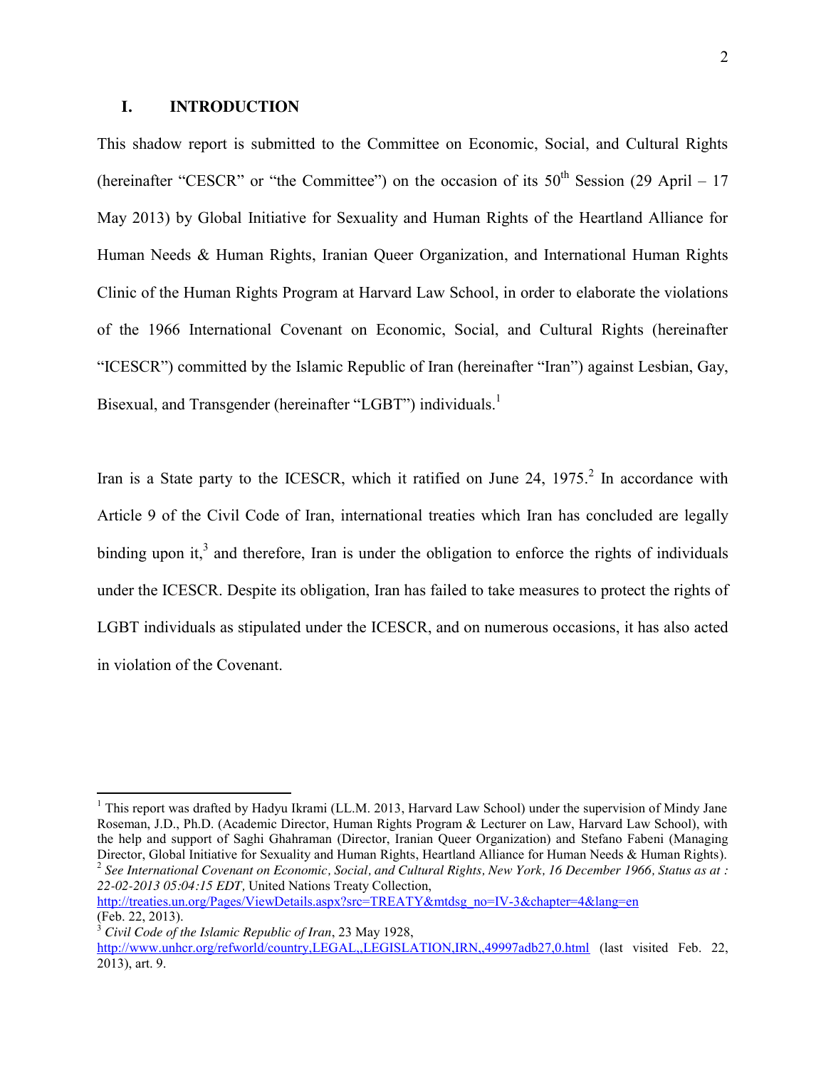## I. INTRODUCTION

This shadow report is submitted to the Committee on Economic, Social, and Cultural Rights (hereinafter "CESCR" or "the Committee") on the occasion of its 50th Session (29 April – 17 May 2013) by Global Initiative for Sexuality and Human Rights of the Heartland Alliance for Human Needs & Human Rights, Iranian Queer Organization, and International Human Rights Clinic of the Human Rights Program at Harvard Law School, in order to elaborate the violations of the 1966 International Covenant on Economic, Social, and Cultural Rights (hereinafter "ICESCR") committed by the Islamic Republic of Iran (hereinafter "Iran") against Lesbian, Gay, Bisexual, and Transgender (hereinafter "LGBT") individuals.[1]

Iran is a State party to the ICESCR, which it ratified on June 24, 1975.[2] In accordance with Article 9 of the Civil Code of Iran, international treaties which Iran has concluded are legally binding upon it,[3] and therefore, Iran is under the obligation to enforce the rights of individuals under the ICESCR. Despite its obligation, Iran has failed to take measures to protect the rights of LGBT individuals as stipulated under the ICESCR, and on numerous occasions, it has also acted in violation of the Covenant.

---

[1] This report was drafted by Hadyu Ikrami (LL.M. 2013, Harvard Law School) under the supervision of Mindy Jane Roseman, J.D., Ph.D. (Academic Director, Human Rights Program & Lecturer on Law, Harvard Law School), with the help and support of Saghi Ghahraman (Director, Iranian Queer Organization) and Stefano Fabeni (Managing Director, Global Initiative for Sexuality and Human Rights, Heartland Alliance for Human Needs & Human Rights).

[2] *See International Covenant on Economic, Social, and Cultural Rights, New York, 16 December 1966, Status as at : 22-02-2013 05:04:15 EDT,* United Nations Treaty Collection, http://treaties.un.org/Pages/ViewDetails.aspx?src=TREATY&mtdsg_no=IV-3&chapter=4&lang=en (Feb. 22, 2013).

[3] *Civil Code of the Islamic Republic of Iran*, 23 May 1928, http://www.unhcr.org/refworld/country,LEGAL,,LEGISLATION,IRN,,49997adb27,0.html (last visited Feb. 22, 2013), art. 9.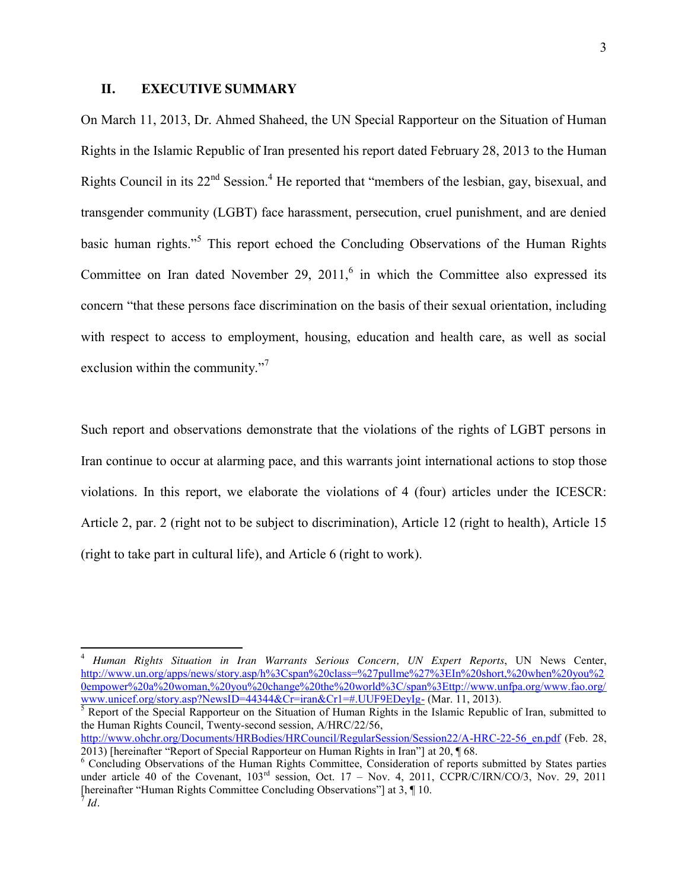## II. EXECUTIVE SUMMARY

On March 11, 2013, Dr. Ahmed Shaheed, the UN Special Rapporteur on the Situation of Human Rights in the Islamic Republic of Iran presented his report dated February 28, 2013 to the Human Rights Council in its 22nd Session.[4] He reported that "members of the lesbian, gay, bisexual, and transgender community (LGBT) face harassment, persecution, cruel punishment, and are denied basic human rights."[5] This report echoed the Concluding Observations of the Human Rights Committee on Iran dated November 29, 2011,[6] in which the Committee also expressed its concern "that these persons face discrimination on the basis of their sexual orientation, including with respect to access to employment, housing, education and health care, as well as social exclusion within the community."[7]

Such report and observations demonstrate that the violations of the rights of LGBT persons in Iran continue to occur at alarming pace, and this warrants joint international actions to stop those violations. In this report, we elaborate the violations of 4 (four) articles under the ICESCR: Article 2, par. 2 (right not to be subject to discrimination), Article 12 (right to health), Article 15 (right to take part in cultural life), and Article 6 (right to work).

---

[4] *Human Rights Situation in Iran Warrants Serious Concern, UN Expert Reports*, UN News Center, http://www.un.org/apps/news/story.asp/h%3Cspan%20class=%27pullme%27%3EIn%20short,%20when%20you%20empower%20a%20woman,%20you%20change%20the%20world%3C/span%3Ettp://www.unfpa.org/www.fao.org/www.unicef.org/story.asp?NewsID=44344&Cr=iran&Cr1=#.UUF9EDeyIg- (Mar. 11, 2013).

[5] Report of the Special Rapporteur on the Situation of Human Rights in the Islamic Republic of Iran, submitted to the Human Rights Council, Twenty-second session, A/HRC/22/56, http://www.ohchr.org/Documents/HRBodies/HRCouncil/RegularSession/Session22/A-HRC-22-56_en.pdf (Feb. 28, 2013) [hereinafter "Report of Special Rapporteur on Human Rights in Iran"] at 20, ¶ 68.

[6] Concluding Observations of the Human Rights Committee, Consideration of reports submitted by States parties under article 40 of the Covenant, 103rd session, Oct. 17 – Nov. 4, 2011, CCPR/C/IRN/CO/3, Nov. 29, 2011 [hereinafter "Human Rights Committee Concluding Observations"] at 3, ¶ 10.

[7] *Id*.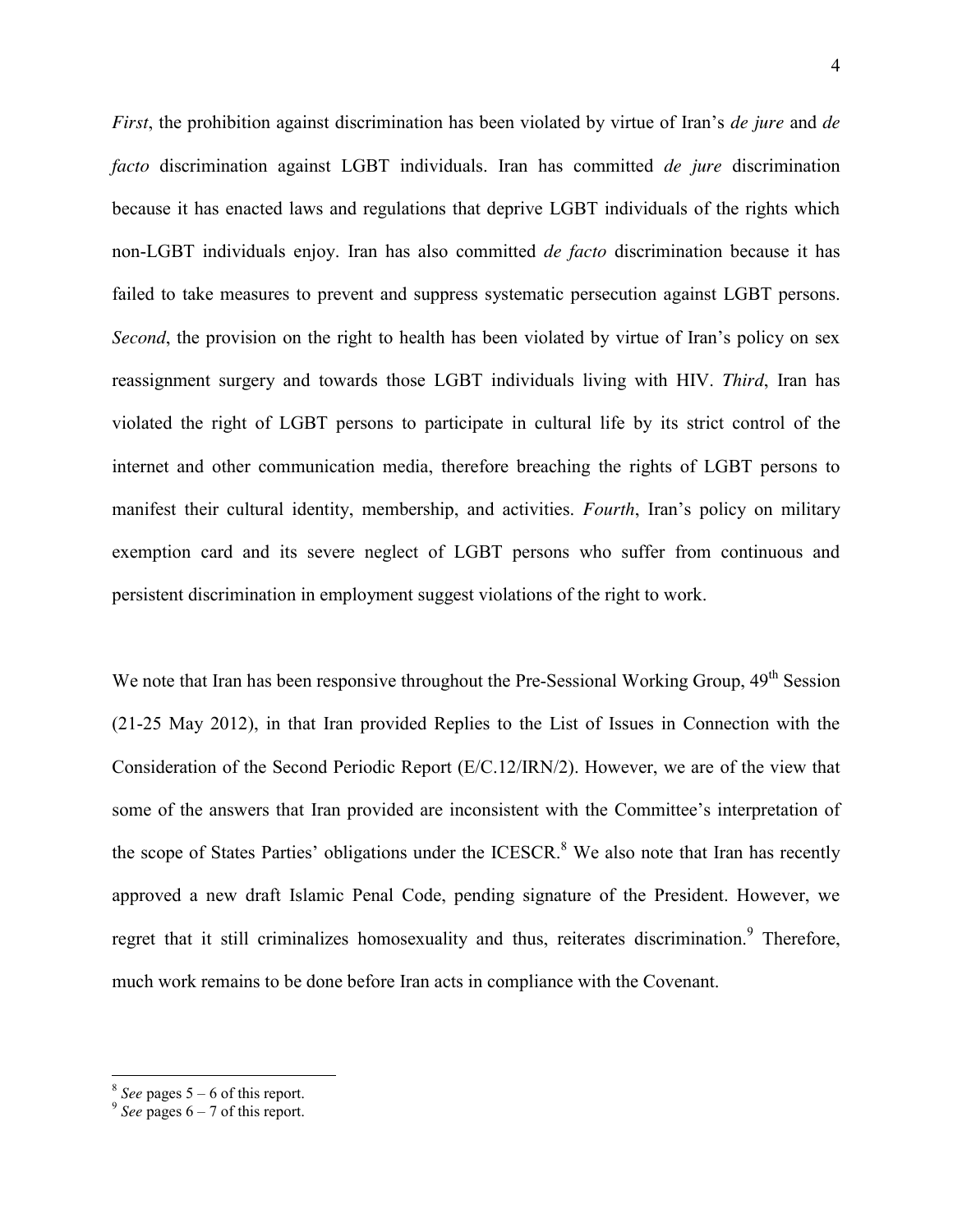*First*, the prohibition against discrimination has been violated by virtue of Iran's *de jure* and *de facto* discrimination against LGBT individuals. Iran has committed *de jure* discrimination because it has enacted laws and regulations that deprive LGBT individuals of the rights which non-LGBT individuals enjoy. Iran has also committed *de facto* discrimination because it has failed to take measures to prevent and suppress systematic persecution against LGBT persons. *Second*, the provision on the right to health has been violated by virtue of Iran's policy on sex reassignment surgery and towards those LGBT individuals living with HIV. *Third*, Iran has violated the right of LGBT persons to participate in cultural life by its strict control of the internet and other communication media, therefore breaching the rights of LGBT persons to manifest their cultural identity, membership, and activities. *Fourth*, Iran's policy on military exemption card and its severe neglect of LGBT persons who suffer from continuous and persistent discrimination in employment suggest violations of the right to work.

We note that Iran has been responsive throughout the Pre-Sessional Working Group, 49th Session (21-25 May 2012), in that Iran provided Replies to the List of Issues in Connection with the Consideration of the Second Periodic Report (E/C.12/IRN/2). However, we are of the view that some of the answers that Iran provided are inconsistent with the Committee's interpretation of the scope of States Parties' obligations under the ICESCR.[8] We also note that Iran has recently approved a new draft Islamic Penal Code, pending signature of the President. However, we regret that it still criminalizes homosexuality and thus, reiterates discrimination.[9] Therefore, much work remains to be done before Iran acts in compliance with the Covenant.

---

[8] *See* pages 5 – 6 of this report.

[9] *See* pages 6 – 7 of this report.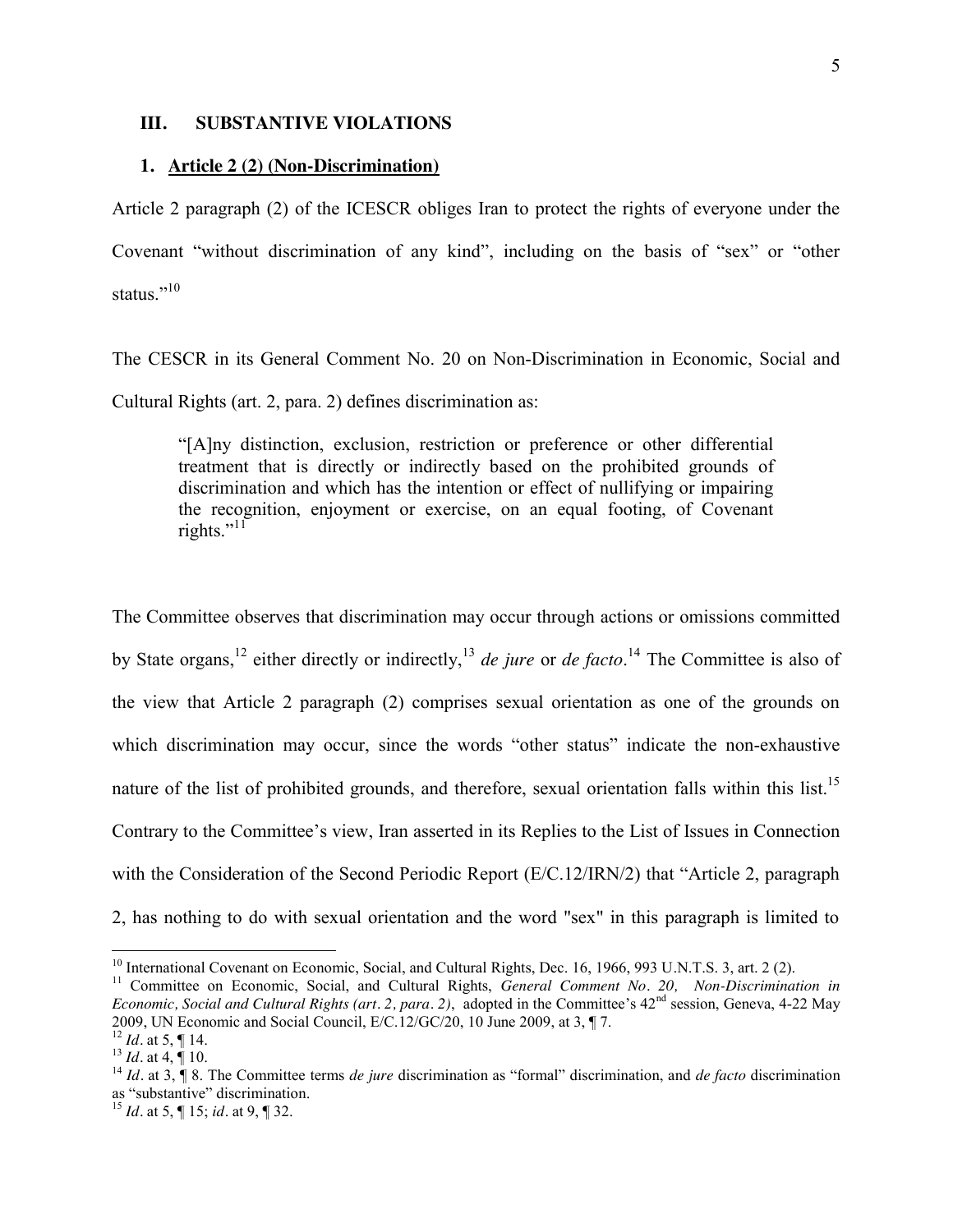## III. SUBSTANTIVE VIOLATIONS

### 1. Article 2 (2) (Non-Discrimination)

Article 2 paragraph (2) of the ICESCR obliges Iran to protect the rights of everyone under the Covenant "without discrimination of any kind", including on the basis of "sex" or "other status."[10]

The CESCR in its General Comment No. 20 on Non-Discrimination in Economic, Social and Cultural Rights (art. 2, para. 2) defines discrimination as:

> "[A]ny distinction, exclusion, restriction or preference or other differential treatment that is directly or indirectly based on the prohibited grounds of discrimination and which has the intention or effect of nullifying or impairing the recognition, enjoyment or exercise, on an equal footing, of Covenant rights."[11]

The Committee observes that discrimination may occur through actions or omissions committed by State organs,[12] either directly or indirectly,[13] *de jure* or *de facto*.[14] The Committee is also of the view that Article 2 paragraph (2) comprises sexual orientation as one of the grounds on which discrimination may occur, since the words "other status" indicate the non-exhaustive nature of the list of prohibited grounds, and therefore, sexual orientation falls within this list.[15] Contrary to the Committee's view, Iran asserted in its Replies to the List of Issues in Connection with the Consideration of the Second Periodic Report (E/C.12/IRN/2) that "Article 2, paragraph 2, has nothing to do with sexual orientation and the word "sex" in this paragraph is limited to

---

[10] International Covenant on Economic, Social, and Cultural Rights, Dec. 16, 1966, 993 U.N.T.S. 3, art. 2 (2).

[11] Committee on Economic, Social, and Cultural Rights, *General Comment No. 20, Non-Discrimination in Economic, Social and Cultural Rights (art. 2, para. 2)*, adopted in the Committee's 42nd session, Geneva, 4-22 May 2009, UN Economic and Social Council, E/C.12/GC/20, 10 June 2009, at 3, ¶ 7.

[12] *Id*. at 5, ¶ 14.

[13] *Id*. at 4, ¶ 10.

[14] *Id*. at 3, ¶ 8. The Committee terms *de jure* discrimination as "formal" discrimination, and *de facto* discrimination as "substantive" discrimination.

[15] *Id*. at 5, ¶ 15; *id*. at 9, ¶ 32.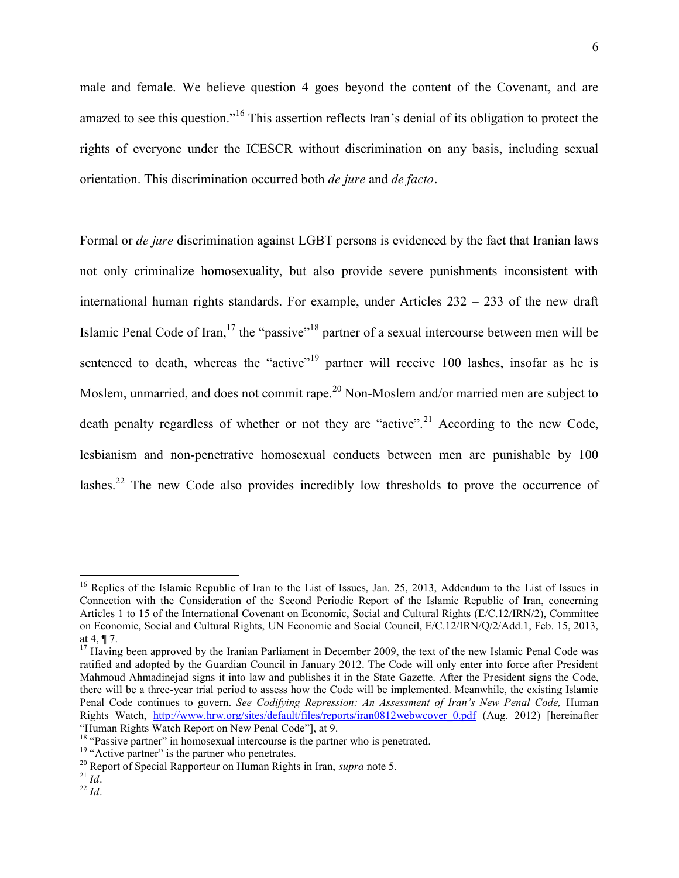male and female. We believe question 4 goes beyond the content of the Covenant, and are amazed to see this question."[16] This assertion reflects Iran's denial of its obligation to protect the rights of everyone under the ICESCR without discrimination on any basis, including sexual orientation. This discrimination occurred both *de jure* and *de facto*.

Formal or *de jure* discrimination against LGBT persons is evidenced by the fact that Iranian laws not only criminalize homosexuality, but also provide severe punishments inconsistent with international human rights standards. For example, under Articles 232 – 233 of the new draft Islamic Penal Code of Iran,[17] the "passive"[18] partner of a sexual intercourse between men will be sentenced to death, whereas the "active"[19] partner will receive 100 lashes, insofar as he is Moslem, unmarried, and does not commit rape.[20] Non-Moslem and/or married men are subject to death penalty regardless of whether or not they are "active".[21] According to the new Code, lesbianism and non-penetrative homosexual conducts between men are punishable by 100 lashes.[22] The new Code also provides incredibly low thresholds to prove the occurrence of

---

[16] Replies of the Islamic Republic of Iran to the List of Issues, Jan. 25, 2013, Addendum to the List of Issues in Connection with the Consideration of the Second Periodic Report of the Islamic Republic of Iran, concerning Articles 1 to 15 of the International Covenant on Economic, Social and Cultural Rights (E/C.12/IRN/2), Committee on Economic, Social and Cultural Rights, UN Economic and Social Council, E/C.12/IRN/Q/2/Add.1, Feb. 15, 2013, at 4, ¶ 7.

[17] Having been approved by the Iranian Parliament in December 2009, the text of the new Islamic Penal Code was ratified and adopted by the Guardian Council in January 2012. The Code will only enter into force after President Mahmoud Ahmadinejad signs it into law and publishes it in the State Gazette. After the President signs the Code, there will be a three-year trial period to assess how the Code will be implemented. Meanwhile, the existing Islamic Penal Code continues to govern. *See Codifying Repression: An Assessment of Iran's New Penal Code,* Human Rights Watch, http://www.hrw.org/sites/default/files/reports/iran0812webwcover_0.pdf (Aug. 2012) [hereinafter "Human Rights Watch Report on New Penal Code"], at 9.

[18] "Passive partner" in homosexual intercourse is the partner who is penetrated.

[19] "Active partner" is the partner who penetrates.

[20] Report of Special Rapporteur on Human Rights in Iran, *supra* note 5.

[21] *Id*.

[22] *Id*.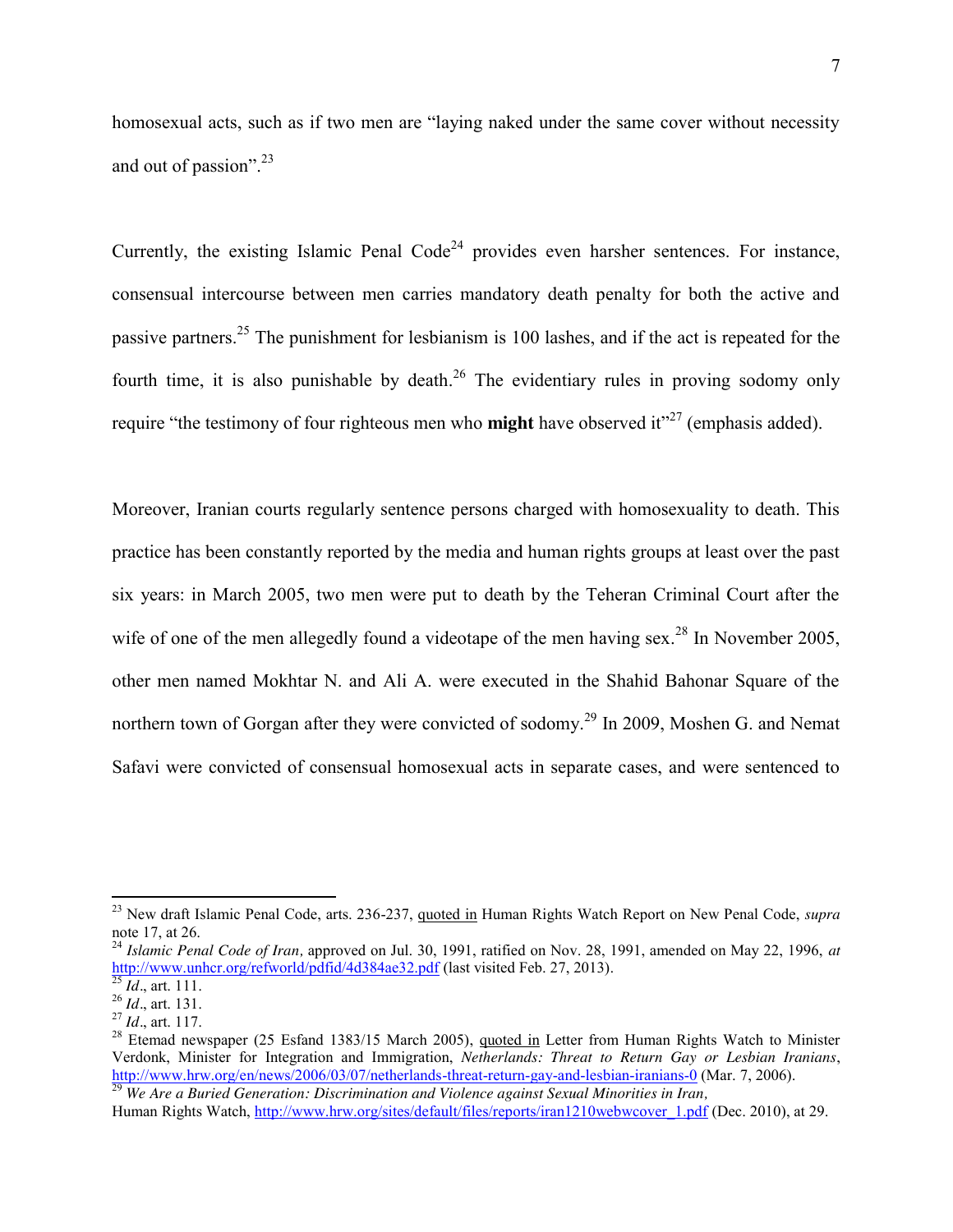homosexual acts, such as if two men are "laying naked under the same cover without necessity and out of passion".[23]

Currently, the existing Islamic Penal Code[24] provides even harsher sentences. For instance, consensual intercourse between men carries mandatory death penalty for both the active and passive partners.[25] The punishment for lesbianism is 100 lashes, and if the act is repeated for the fourth time, it is also punishable by death.[26] The evidentiary rules in proving sodomy only require "the testimony of four righteous men who **might** have observed it"[27] (emphasis added).

Moreover, Iranian courts regularly sentence persons charged with homosexuality to death. This practice has been constantly reported by the media and human rights groups at least over the past six years: in March 2005, two men were put to death by the Teheran Criminal Court after the wife of one of the men allegedly found a videotape of the men having sex.[28] In November 2005, other men named Mokhtar N. and Ali A. were executed in the Shahid Bahonar Square of the northern town of Gorgan after they were convicted of sodomy.[29] In 2009, Moshen G. and Nemat Safavi were convicted of consensual homosexual acts in separate cases, and were sentenced to

---

[23] New draft Islamic Penal Code, arts. 236-237, quoted in Human Rights Watch Report on New Penal Code, *supra* note 17, at 26.

[24] *Islamic Penal Code of Iran*, approved on Jul. 30, 1991, ratified on Nov. 28, 1991, amended on May 22, 1996, *at* http://www.unhcr.org/refworld/pdfid/4d384ae32.pdf (last visited Feb. 27, 2013).

[25] *Id*., art. 111.

[26] *Id*., art. 131.

[27] *Id*., art. 117.

[28] Etemad newspaper (25 Esfand 1383/15 March 2005), quoted in Letter from Human Rights Watch to Minister Verdonk, Minister for Integration and Immigration, *Netherlands: Threat to Return Gay or Lesbian Iranians*, http://www.hrw.org/en/news/2006/03/07/netherlands-threat-return-gay-and-lesbian-iranians-0 (Mar. 7, 2006).

[29] *We Are a Buried Generation: Discrimination and Violence against Sexual Minorities in Iran,* Human Rights Watch, http://www.hrw.org/sites/default/files/reports/iran1210webwcover_1.pdf (Dec. 2010), at 29.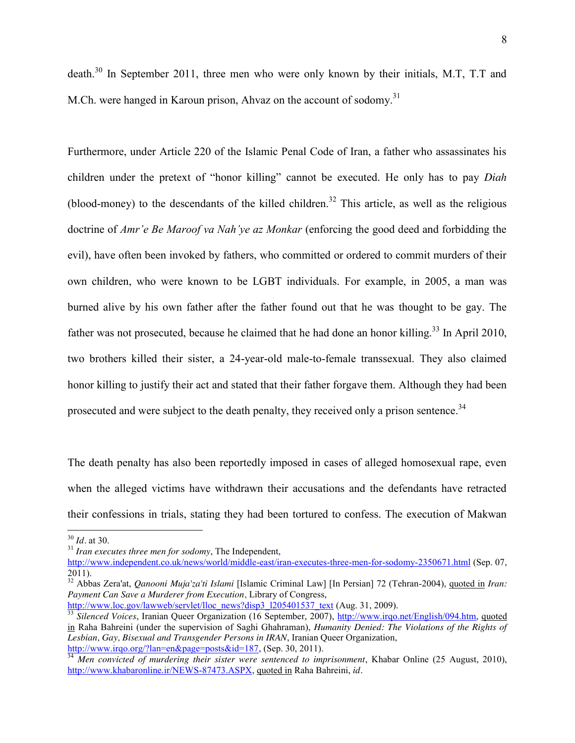death.[30] In September 2011, three men who were only known by their initials, M.T, T.T and M.Ch. were hanged in Karoun prison, Ahvaz on the account of sodomy.[31]

Furthermore, under Article 220 of the Islamic Penal Code of Iran, a father who assassinates his children under the pretext of "honor killing" cannot be executed. He only has to pay *Diah* (blood-money) to the descendants of the killed children.[32] This article, as well as the religious doctrine of *Amr'e Be Maroof va Nah'ye az Monkar* (enforcing the good deed and forbidding the evil), have often been invoked by fathers, who committed or ordered to commit murders of their own children, who were known to be LGBT individuals. For example, in 2005, a man was burned alive by his own father after the father found out that he was thought to be gay. The father was not prosecuted, because he claimed that he had done an honor killing.[33] In April 2010, two brothers killed their sister, a 24-year-old male-to-female transsexual. They also claimed honor killing to justify their act and stated that their father forgave them. Although they had been prosecuted and were subject to the death penalty, they received only a prison sentence.[34]

The death penalty has also been reportedly imposed in cases of alleged homosexual rape, even when the alleged victims have withdrawn their accusations and the defendants have retracted their confessions in trials, stating they had been tortured to confess. The execution of Makwan

---

[30] *Id*. at 30.

[31] *Iran executes three men for sodomy*, The Independent, http://www.independent.co.uk/news/world/middle-east/iran-executes-three-men-for-sodomy-2350671.html (Sep. 07, 2011).

[32] Abbas Zera'at, *Qanooni Muja'za'ti Islami* [Islamic Criminal Law] [In Persian] 72 (Tehran-2004), quoted in *Iran: Payment Can Save a Murderer from Execution*, Library of Congress, http://www.loc.gov/lawweb/servlet/lloc_news?disp3_l205401537_text (Aug. 31, 2009).

[33] *Silenced Voices*, Iranian Queer Organization (16 September, 2007), http://www.irqo.net/English/094.htm, quoted in Raha Bahreini (under the supervision of Saghi Ghahraman), *Humanity Denied: The Violations of the Rights of Lesbian, Gay, Bisexual and Transgender Persons in IRAN*, Iranian Queer Organization, http://www.irqo.org/?lan=en&page=posts&id=187, (Sep. 30, 2011).

[34] *Men convicted of murdering their sister were sentenced to imprisonment*, Khabar Online (25 August, 2010), http://www.khabaronline.ir/NEWS-87473.ASPX, quoted in Raha Bahreini, *id*.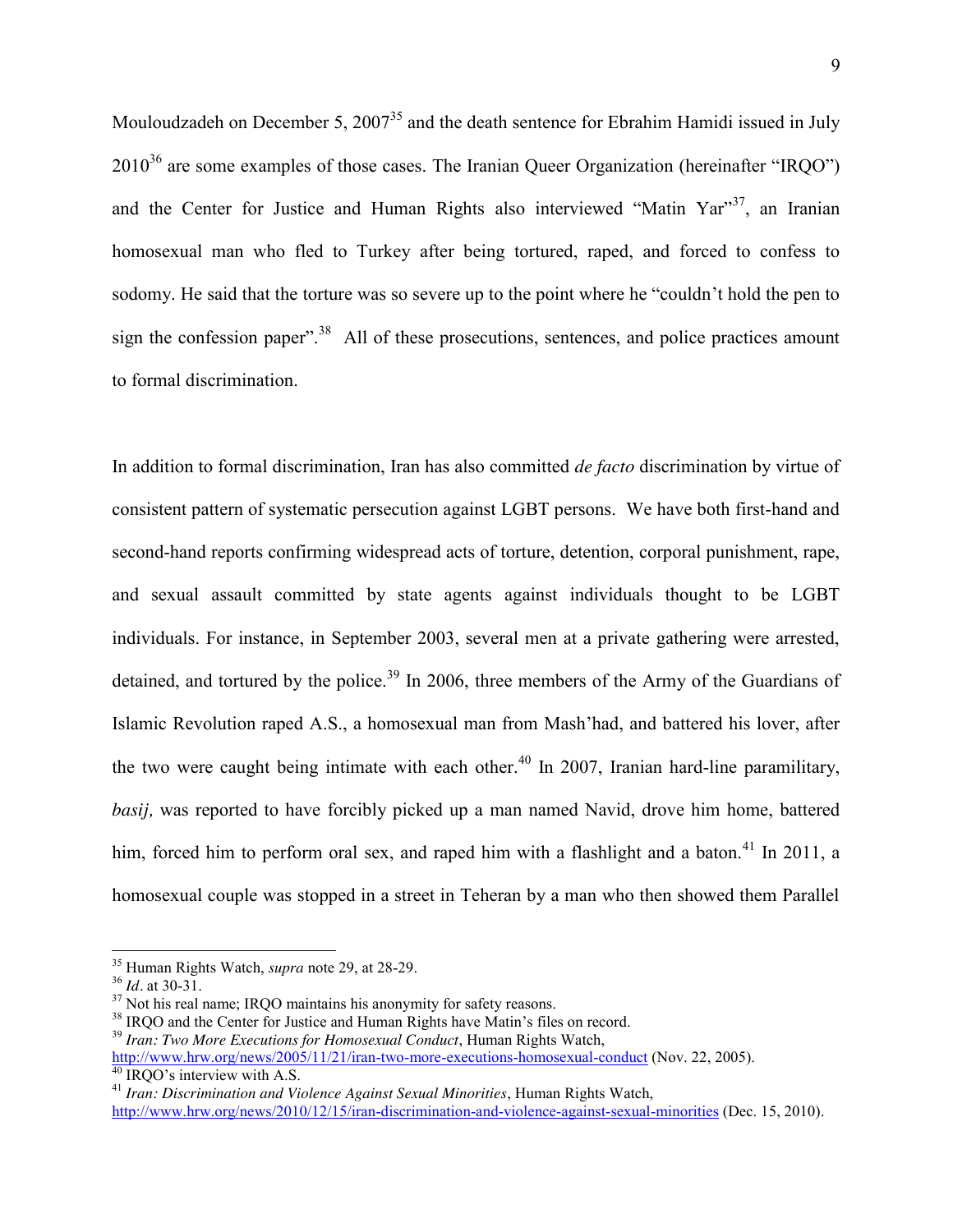Mouloudzadeh on December 5, 2007[35] and the death sentence for Ebrahim Hamidi issued in July 2010[36] are some examples of those cases. The Iranian Queer Organization (hereinafter "IRQO") and the Center for Justice and Human Rights also interviewed "Matin Yar"[37], an Iranian homosexual man who fled to Turkey after being tortured, raped, and forced to confess to sodomy. He said that the torture was so severe up to the point where he "couldn't hold the pen to sign the confession paper".[38] All of these prosecutions, sentences, and police practices amount to formal discrimination.

In addition to formal discrimination, Iran has also committed *de facto* discrimination by virtue of consistent pattern of systematic persecution against LGBT persons. We have both first-hand and second-hand reports confirming widespread acts of torture, detention, corporal punishment, rape, and sexual assault committed by state agents against individuals thought to be LGBT individuals. For instance, in September 2003, several men at a private gathering were arrested, detained, and tortured by the police.[39] In 2006, three members of the Army of the Guardians of Islamic Revolution raped A.S., a homosexual man from Mash'had, and battered his lover, after the two were caught being intimate with each other.[40] In 2007, Iranian hard-line paramilitary, *basij,* was reported to have forcibly picked up a man named Navid, drove him home, battered him, forced him to perform oral sex, and raped him with a flashlight and a baton.[41] In 2011, a homosexual couple was stopped in a street in Teheran by a man who then showed them Parallel

---

[35] Human Rights Watch, *supra* note 29, at 28-29.

[36] *Id*. at 30-31.

[37] Not his real name; IRQO maintains his anonymity for safety reasons.

[38] IRQO and the Center for Justice and Human Rights have Matin's files on record.

[39] *Iran: Two More Executions for Homosexual Conduct*, Human Rights Watch, http://www.hrw.org/news/2005/11/21/iran-two-more-executions-homosexual-conduct (Nov. 22, 2005).

[40] IRQO's interview with A.S.

[41] *Iran: Discrimination and Violence Against Sexual Minorities*, Human Rights Watch, http://www.hrw.org/news/2010/12/15/iran-discrimination-and-violence-against-sexual-minorities (Dec. 15, 2010).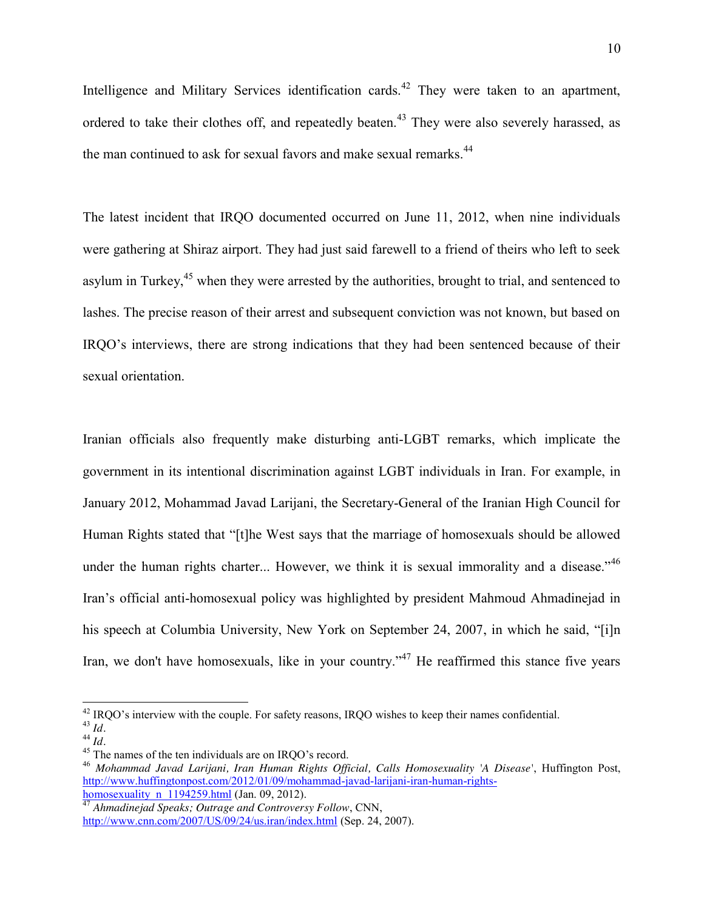Intelligence and Military Services identification cards.[42] They were taken to an apartment, ordered to take their clothes off, and repeatedly beaten.[43] They were also severely harassed, as the man continued to ask for sexual favors and make sexual remarks.[44]

The latest incident that IRQO documented occurred on June 11, 2012, when nine individuals were gathering at Shiraz airport. They had just said farewell to a friend of theirs who left to seek asylum in Turkey,[45] when they were arrested by the authorities, brought to trial, and sentenced to lashes. The precise reason of their arrest and subsequent conviction was not known, but based on IRQO's interviews, there are strong indications that they had been sentenced because of their sexual orientation.

Iranian officials also frequently make disturbing anti-LGBT remarks, which implicate the government in its intentional discrimination against LGBT individuals in Iran. For example, in January 2012, Mohammad Javad Larijani, the Secretary-General of the Iranian High Council for Human Rights stated that "[t]he West says that the marriage of homosexuals should be allowed under the human rights charter... However, we think it is sexual immorality and a disease."[46] Iran's official anti-homosexual policy was highlighted by president Mahmoud Ahmadinejad in his speech at Columbia University, New York on September 24, 2007, in which he said, "[i]n Iran, we don't have homosexuals, like in your country."[47] He reaffirmed this stance five years

---

[42] IRQO's interview with the couple. For safety reasons, IRQO wishes to keep their names confidential.

[43] *Id*.

[44] *Id*.

[45] The names of the ten individuals are on IRQO's record.

[46] *Mohammad Javad Larijani, Iran Human Rights Official, Calls Homosexuality 'A Disease'*, Huffington Post, http://www.huffingtonpost.com/2012/01/09/mohammad-javad-larijani-iran-human-rights-homosexuality_n_1194259.html (Jan. 09, 2012).

[47] *Ahmadinejad Speaks; Outrage and Controversy Follow*, CNN, http://www.cnn.com/2007/US/09/24/us.iran/index.html (Sep. 24, 2007).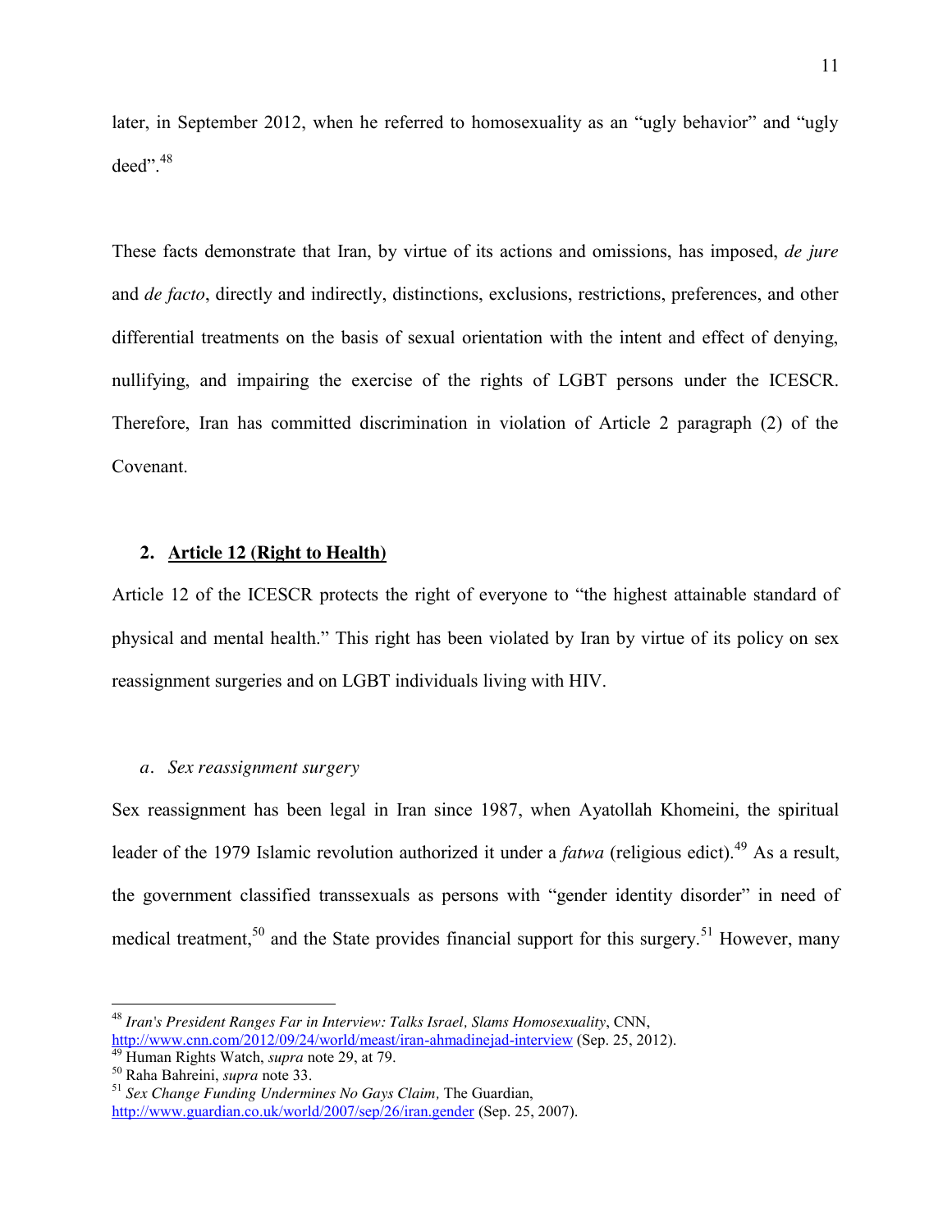later, in September 2012, when he referred to homosexuality as an "ugly behavior" and "ugly deed".[48]

These facts demonstrate that Iran, by virtue of its actions and omissions, has imposed, *de jure* and *de facto*, directly and indirectly, distinctions, exclusions, restrictions, preferences, and other differential treatments on the basis of sexual orientation with the intent and effect of denying, nullifying, and impairing the exercise of the rights of LGBT persons under the ICESCR. Therefore, Iran has committed discrimination in violation of Article 2 paragraph (2) of the Covenant.

## 2. Article 12 (Right to Health)

Article 12 of the ICESCR protects the right of everyone to "the highest attainable standard of physical and mental health." This right has been violated by Iran by virtue of its policy on sex reassignment surgeries and on LGBT individuals living with HIV.

### *a. Sex reassignment surgery*

Sex reassignment has been legal in Iran since 1987, when Ayatollah Khomeini, the spiritual leader of the 1979 Islamic revolution authorized it under a *fatwa* (religious edict).[49] As a result, the government classified transsexuals as persons with "gender identity disorder" in need of medical treatment,[50] and the State provides financial support for this surgery.[51] However, many

---

[48] *Iran's President Ranges Far in Interview: Talks Israel, Slams Homosexuality*, CNN, http://www.cnn.com/2012/09/24/world/meast/iran-ahmadinejad-interview (Sep. 25, 2012).
[49] Human Rights Watch, *supra* note 29, at 79.
[50] Raha Bahreini, *supra* note 33.
[51] *Sex Change Funding Undermines No Gays Claim,* The Guardian, http://www.guardian.co.uk/world/2007/sep/26/iran.gender (Sep. 25, 2007).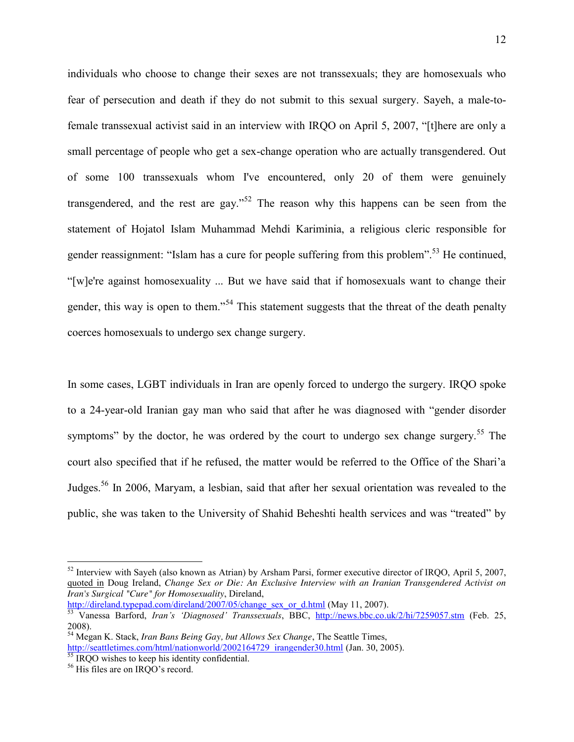individuals who choose to change their sexes are not transsexuals; they are homosexuals who fear of persecution and death if they do not submit to this sexual surgery. Sayeh, a male-to-female transsexual activist said in an interview with IRQO on April 5, 2007, "[t]here are only a small percentage of people who get a sex-change operation who are actually transgendered. Out of some 100 transsexuals whom I've encountered, only 20 of them were genuinely transgendered, and the rest are gay."[52] The reason why this happens can be seen from the statement of Hojatol Islam Muhammad Mehdi Kariminia, a religious cleric responsible for gender reassignment: "Islam has a cure for people suffering from this problem".[53] He continued, "[w]e're against homosexuality ... But we have said that if homosexuals want to change their gender, this way is open to them."[54] This statement suggests that the threat of the death penalty coerces homosexuals to undergo sex change surgery.

In some cases, LGBT individuals in Iran are openly forced to undergo the surgery. IRQO spoke to a 24-year-old Iranian gay man who said that after he was diagnosed with "gender disorder symptoms" by the doctor, he was ordered by the court to undergo sex change surgery.[55] The court also specified that if he refused, the matter would be referred to the Office of the Shari'a Judges.[56] In 2006, Maryam, a lesbian, said that after her sexual orientation was revealed to the public, she was taken to the University of Shahid Beheshti health services and was "treated" by

---

[52] Interview with Sayeh (also known as Atrian) by Arsham Parsi, former executive director of IRQO, April 5, 2007, quoted in Doug Ireland, *Change Sex or Die: An Exclusive Interview with an Iranian Transgendered Activist on Iran's Surgical "Cure" for Homosexuality*, Direland, http://direland.typepad.com/direland/2007/05/change_sex_or_d.html (May 11, 2007).

[53] Vanessa Barford, *Iran's 'Diagnosed' Transsexuals*, BBC, http://news.bbc.co.uk/2/hi/7259057.stm (Feb. 25, 2008).

[54] Megan K. Stack, *Iran Bans Being Gay, but Allows Sex Change*, The Seattle Times, http://seattletimes.com/html/nationworld/2002164729_irangender30.html (Jan. 30, 2005).

[55] IRQO wishes to keep his identity confidential.

[56] His files are on IRQO's record.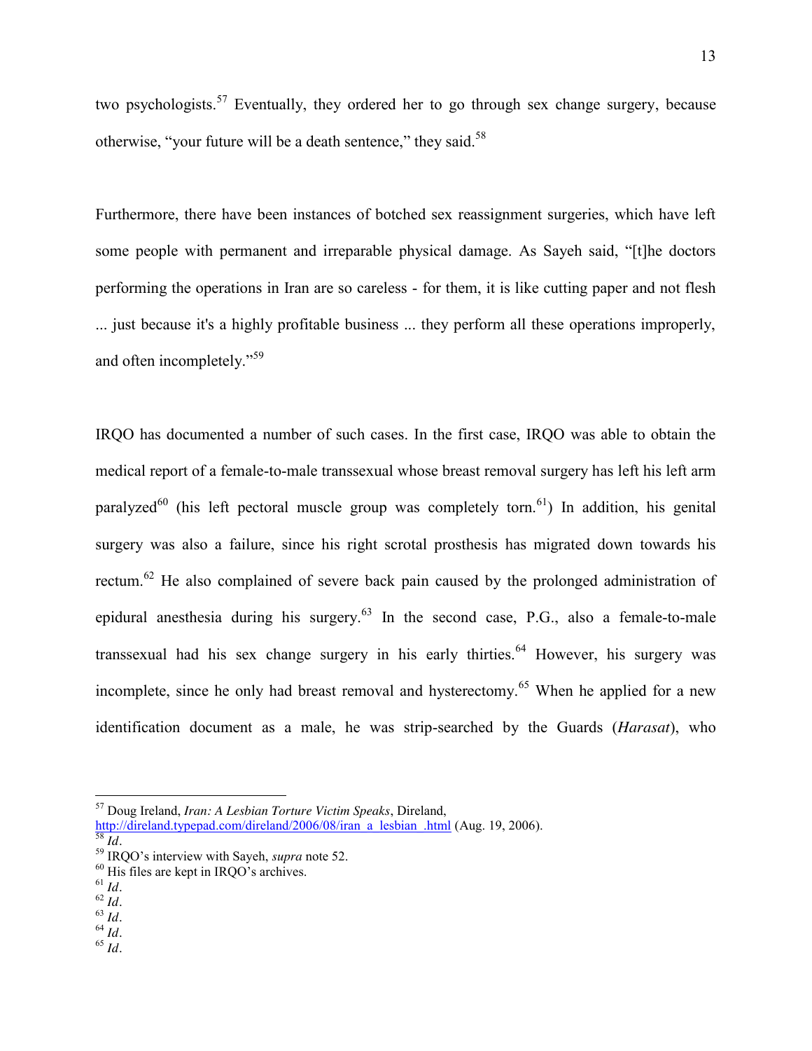two psychologists.[57] Eventually, they ordered her to go through sex change surgery, because otherwise, "your future will be a death sentence," they said.[58]

Furthermore, there have been instances of botched sex reassignment surgeries, which have left some people with permanent and irreparable physical damage. As Sayeh said, "[t]he doctors performing the operations in Iran are so careless - for them, it is like cutting paper and not flesh ... just because it's a highly profitable business ... they perform all these operations improperly, and often incompletely."[59]

IRQO has documented a number of such cases. In the first case, IRQO was able to obtain the medical report of a female-to-male transsexual whose breast removal surgery has left his left arm paralyzed[60] (his left pectoral muscle group was completely torn.[61]) In addition, his genital surgery was also a failure, since his right scrotal prosthesis has migrated down towards his rectum.[62] He also complained of severe back pain caused by the prolonged administration of epidural anesthesia during his surgery.[63] In the second case, P.G., also a female-to-male transsexual had his sex change surgery in his early thirties.[64] However, his surgery was incomplete, since he only had breast removal and hysterectomy.[65] When he applied for a new identification document as a male, he was strip-searched by the Guards (*Harasat*), who

---

[57] Doug Ireland, *Iran: A Lesbian Torture Victim Speaks*, Direland, http://direland.typepad.com/direland/2006/08/iran_a_lesbian_.html (Aug. 19, 2006).
[58] *Id*.
[59] IRQO's interview with Sayeh, *supra* note 52.
[60] His files are kept in IRQO's archives.
[61] *Id*.
[62] *Id*.
[63] *Id*.
[64] *Id*.
[65] *Id*.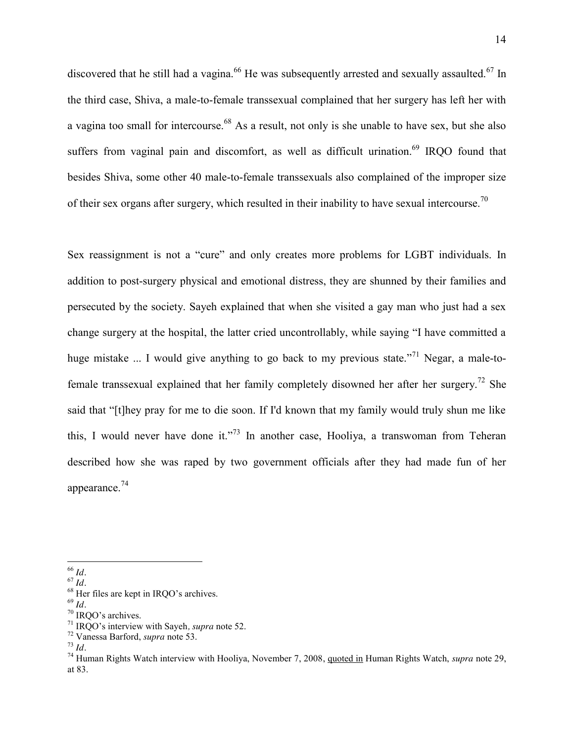discovered that he still had a vagina.[66] He was subsequently arrested and sexually assaulted.[67] In the third case, Shiva, a male-to-female transsexual complained that her surgery has left her with a vagina too small for intercourse.[68] As a result, not only is she unable to have sex, but she also suffers from vaginal pain and discomfort, as well as difficult urination.[69] IRQO found that besides Shiva, some other 40 male-to-female transsexuals also complained of the improper size of their sex organs after surgery, which resulted in their inability to have sexual intercourse.[70]

Sex reassignment is not a "cure" and only creates more problems for LGBT individuals. In addition to post-surgery physical and emotional distress, they are shunned by their families and persecuted by the society. Sayeh explained that when she visited a gay man who just had a sex change surgery at the hospital, the latter cried uncontrollably, while saying "I have committed a huge mistake ... I would give anything to go back to my previous state."[71] Negar, a male-to-female transsexual explained that her family completely disowned her after her surgery.[72] She said that "[t]hey pray for me to die soon. If I'd known that my family would truly shun me like this, I would never have done it."[73] In another case, Hooliya, a transwoman from Teheran described how she was raped by two government officials after they had made fun of her appearance.[74]

---

[66] *Id*.
[67] *Id*.
[68] Her files are kept in IRQO's archives.
[69] *Id*.
[70] IRQO's archives.
[71] IRQO's interview with Sayeh, *supra* note 52.
[72] Vanessa Barford, *supra* note 53.
[73] *Id*.
[74] Human Rights Watch interview with Hooliya, November 7, 2008, quoted in Human Rights Watch, *supra* note 29, at 83.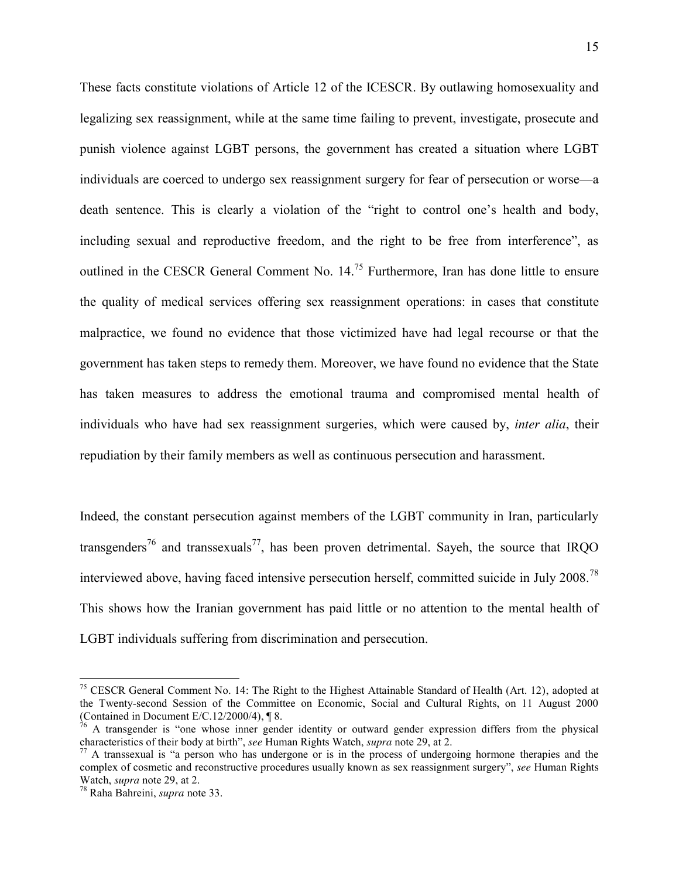These facts constitute violations of Article 12 of the ICESCR. By outlawing homosexuality and legalizing sex reassignment, while at the same time failing to prevent, investigate, prosecute and punish violence against LGBT persons, the government has created a situation where LGBT individuals are coerced to undergo sex reassignment surgery for fear of persecution or worse—a death sentence. This is clearly a violation of the "right to control one's health and body, including sexual and reproductive freedom, and the right to be free from interference", as outlined in the CESCR General Comment No. 14.[75] Furthermore, Iran has done little to ensure the quality of medical services offering sex reassignment operations: in cases that constitute malpractice, we found no evidence that those victimized have had legal recourse or that the government has taken steps to remedy them. Moreover, we have found no evidence that the State has taken measures to address the emotional trauma and compromised mental health of individuals who have had sex reassignment surgeries, which were caused by, *inter alia*, their repudiation by their family members as well as continuous persecution and harassment.

Indeed, the constant persecution against members of the LGBT community in Iran, particularly transgenders[76] and transsexuals[77], has been proven detrimental. Sayeh, the source that IRQO interviewed above, having faced intensive persecution herself, committed suicide in July 2008.[78] This shows how the Iranian government has paid little or no attention to the mental health of LGBT individuals suffering from discrimination and persecution.

---

[75] CESCR General Comment No. 14: The Right to the Highest Attainable Standard of Health (Art. 12), adopted at the Twenty-second Session of the Committee on Economic, Social and Cultural Rights, on 11 August 2000 (Contained in Document E/C.12/2000/4), ¶ 8.

[76] A transgender is "one whose inner gender identity or outward gender expression differs from the physical characteristics of their body at birth", *see* Human Rights Watch, *supra* note 29, at 2.

[77] A transsexual is "a person who has undergone or is in the process of undergoing hormone therapies and the complex of cosmetic and reconstructive procedures usually known as sex reassignment surgery", *see* Human Rights Watch, *supra* note 29, at 2.

[78] Raha Bahreini, *supra* note 33.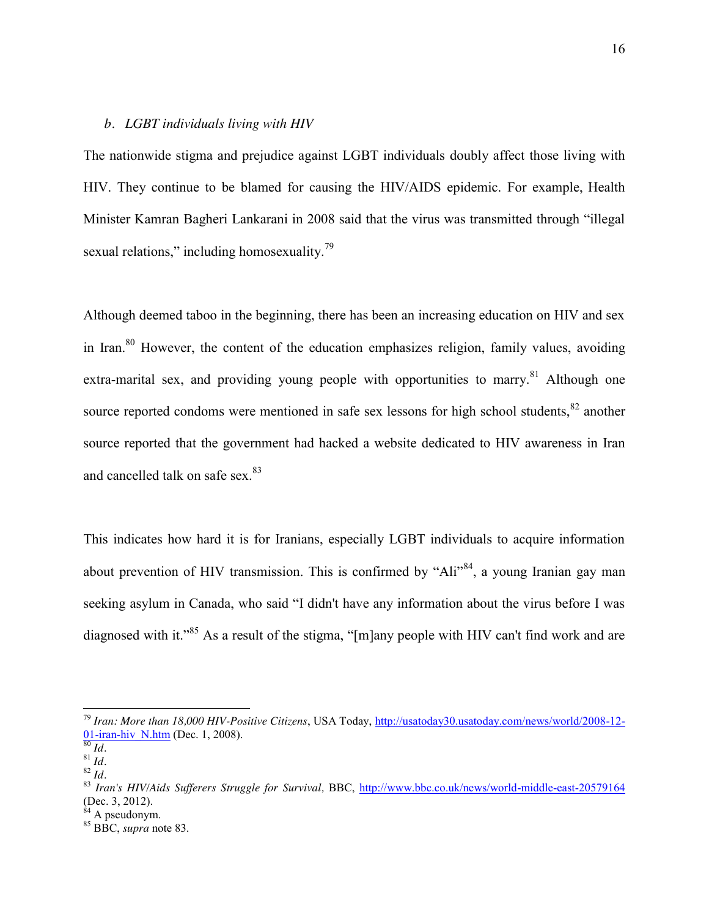### *b. LGBT individuals living with HIV*

The nationwide stigma and prejudice against LGBT individuals doubly affect those living with HIV. They continue to be blamed for causing the HIV/AIDS epidemic. For example, Health Minister Kamran Bagheri Lankarani in 2008 said that the virus was transmitted through "illegal sexual relations," including homosexuality.[79]

Although deemed taboo in the beginning, there has been an increasing education on HIV and sex in Iran.[80] However, the content of the education emphasizes religion, family values, avoiding extra-marital sex, and providing young people with opportunities to marry.[81] Although one source reported condoms were mentioned in safe sex lessons for high school students,[82] another source reported that the government had hacked a website dedicated to HIV awareness in Iran and cancelled talk on safe sex.[83]

This indicates how hard it is for Iranians, especially LGBT individuals to acquire information about prevention of HIV transmission. This is confirmed by "Ali"[84], a young Iranian gay man seeking asylum in Canada, who said "I didn't have any information about the virus before I was diagnosed with it."[85] As a result of the stigma, "[m]any people with HIV can't find work and are

---

[79] *Iran: More than 18,000 HIV-Positive Citizens*, USA Today, http://usatoday30.usatoday.com/news/world/2008-12-01-iran-hiv_N.htm (Dec. 1, 2008).

[80] *Id*.

[81] *Id*.

[82] *Id*.

[83] *Iran's HIV/Aids Sufferers Struggle for Survival,* BBC, http://www.bbc.co.uk/news/world-middle-east-20579164 (Dec. 3, 2012).

[84] A pseudonym.

[85] BBC, *supra* note 83.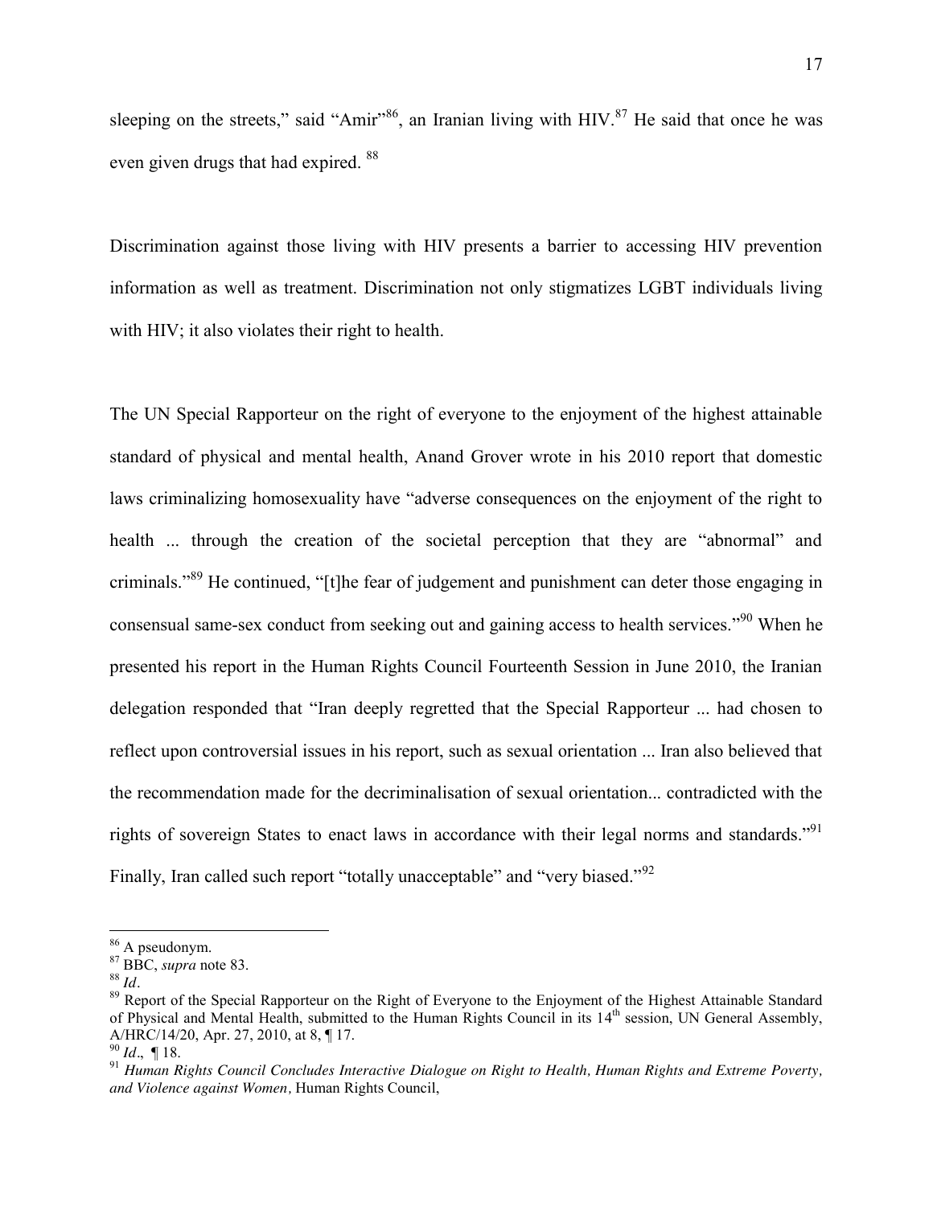sleeping on the streets," said "Amir"[86], an Iranian living with HIV.[87] He said that once he was even given drugs that had expired. [88]

Discrimination against those living with HIV presents a barrier to accessing HIV prevention information as well as treatment. Discrimination not only stigmatizes LGBT individuals living with HIV; it also violates their right to health.

The UN Special Rapporteur on the right of everyone to the enjoyment of the highest attainable standard of physical and mental health, Anand Grover wrote in his 2010 report that domestic laws criminalizing homosexuality have "adverse consequences on the enjoyment of the right to health ... through the creation of the societal perception that they are "abnormal" and criminals."[89] He continued, "[t]he fear of judgement and punishment can deter those engaging in consensual same-sex conduct from seeking out and gaining access to health services."[90] When he presented his report in the Human Rights Council Fourteenth Session in June 2010, the Iranian delegation responded that "Iran deeply regretted that the Special Rapporteur ... had chosen to reflect upon controversial issues in his report, such as sexual orientation ... Iran also believed that the recommendation made for the decriminalisation of sexual orientation... contradicted with the rights of sovereign States to enact laws in accordance with their legal norms and standards."[91] Finally, Iran called such report "totally unacceptable" and "very biased."[92]

---

[86] A pseudonym.

[87] BBC, *supra* note 83.

[88] *Id*.

[89] Report of the Special Rapporteur on the Right of Everyone to the Enjoyment of the Highest Attainable Standard of Physical and Mental Health, submitted to the Human Rights Council in its 14th session, UN General Assembly, A/HRC/14/20, Apr. 27, 2010, at 8, ¶ 17.

[90] *Id*., ¶ 18.

[91] *Human Rights Council Concludes Interactive Dialogue on Right to Health, Human Rights and Extreme Poverty, and Violence against Women*, Human Rights Council,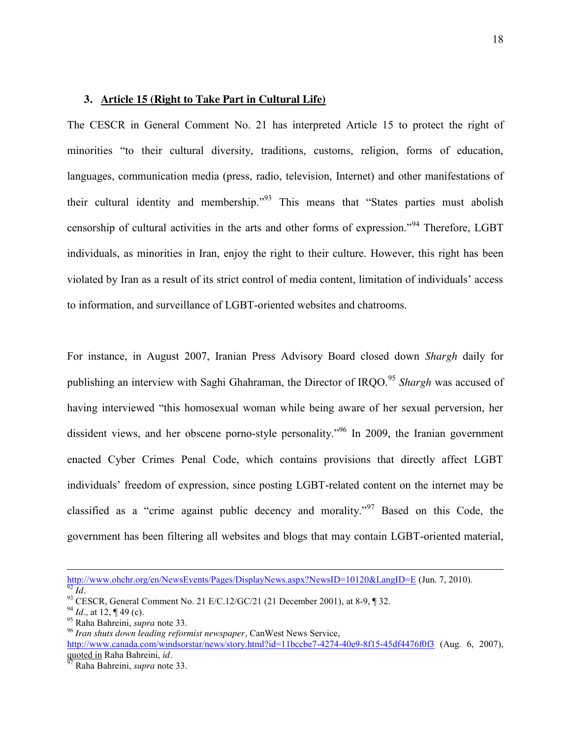### 3. Article 15 (Right to Take Part in Cultural Life)

The CESCR in General Comment No. 21 has interpreted Article 15 to protect the right of minorities "to their cultural diversity, traditions, customs, religion, forms of education, languages, communication media (press, radio, television, Internet) and other manifestations of their cultural identity and membership."[93] This means that "States parties must abolish censorship of cultural activities in the arts and other forms of expression."[94] Therefore, LGBT individuals, as minorities in Iran, enjoy the right to their culture. However, this right has been violated by Iran as a result of its strict control of media content, limitation of individuals' access to information, and surveillance of LGBT-oriented websites and chatrooms.

For instance, in August 2007, Iranian Press Advisory Board closed down *Shargh* daily for publishing an interview with Saghi Ghahraman, the Director of IRQO.[95] *Shargh* was accused of having interviewed "this homosexual woman while being aware of her sexual perversion, her dissident views, and her obscene porno-style personality."[96] In 2009, the Iranian government enacted Cyber Crimes Penal Code, which contains provisions that directly affect LGBT individuals' freedom of expression, since posting LGBT-related content on the internet may be classified as a "crime against public decency and morality."[97] Based on this Code, the government has been filtering all websites and blogs that may contain LGBT-oriented material,

---

http://www.ohchr.org/en/NewsEvents/Pages/DisplayNews.aspx?NewsID=10120&LangID=E (Jun. 7, 2010).

[92] *Id*.

[93] CESCR, General Comment No. 21 E/C.12/GC/21 (21 December 2001), at 8-9, ¶ 32.

[94] *Id.,* at 12, ¶ 49 (c).

[95] Raha Bahreini, *supra* note 33.

[96] *Iran shuts down leading reformist newspaper*, CanWest News Service, http://www.canada.com/windsorstar/news/story.html?id=11bccbe7-4274-40e9-8f15-45df4476f0f3 (Aug. 6, 2007), quoted in Raha Bahreini, *id*.

[97] Raha Bahreini, *supra* note 33.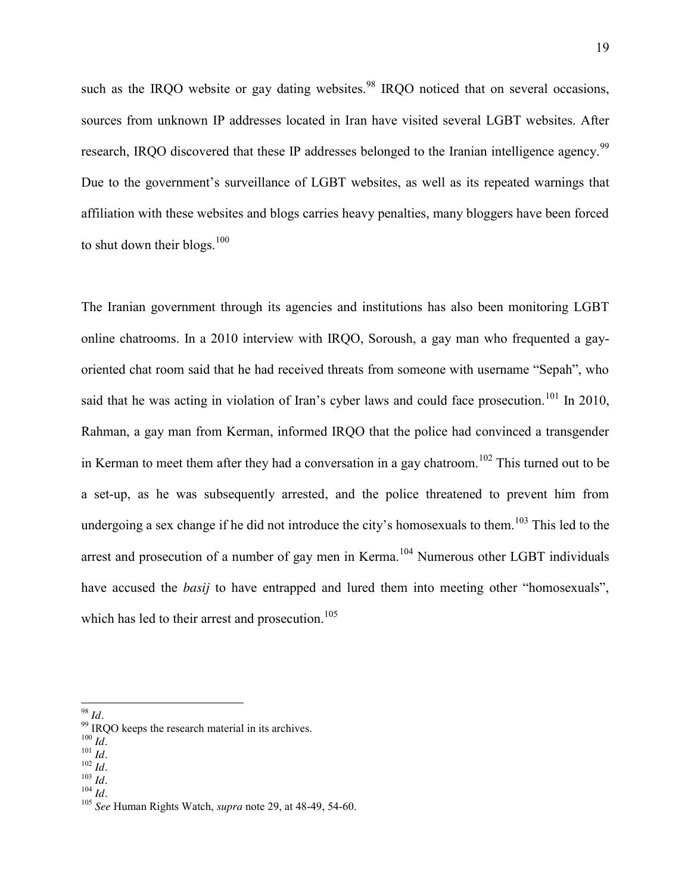such as the IRQO website or gay dating websites.[98] IRQO noticed that on several occasions, sources from unknown IP addresses located in Iran have visited several LGBT websites. After research, IRQO discovered that these IP addresses belonged to the Iranian intelligence agency.[99] Due to the government's surveillance of LGBT websites, as well as its repeated warnings that affiliation with these websites and blogs carries heavy penalties, many bloggers have been forced to shut down their blogs.[100]

The Iranian government through its agencies and institutions has also been monitoring LGBT online chatrooms. In a 2010 interview with IRQO, Soroush, a gay man who frequented a gay-oriented chat room said that he had received threats from someone with username "Sepah", who said that he was acting in violation of Iran's cyber laws and could face prosecution.[101] In 2010, Rahman, a gay man from Kerman, informed IRQO that the police had convinced a transgender in Kerman to meet them after they had a conversation in a gay chatroom.[102] This turned out to be a set-up, as he was subsequently arrested, and the police threatened to prevent him from undergoing a sex change if he did not introduce the city's homosexuals to them.[103] This led to the arrest and prosecution of a number of gay men in Kerma.[104] Numerous other LGBT individuals have accused the *basij* to have entrapped and lured them into meeting other "homosexuals", which has led to their arrest and prosecution.[105]

---

[98] *Id*.

[99] IRQO keeps the research material in its archives.

[100] *Id*.

[101] *Id*.

[102] *Id*.

[103] *Id*.

[104] *Id*.

[105] *See* Human Rights Watch, *supra* note 29, at 48-49, 54-60.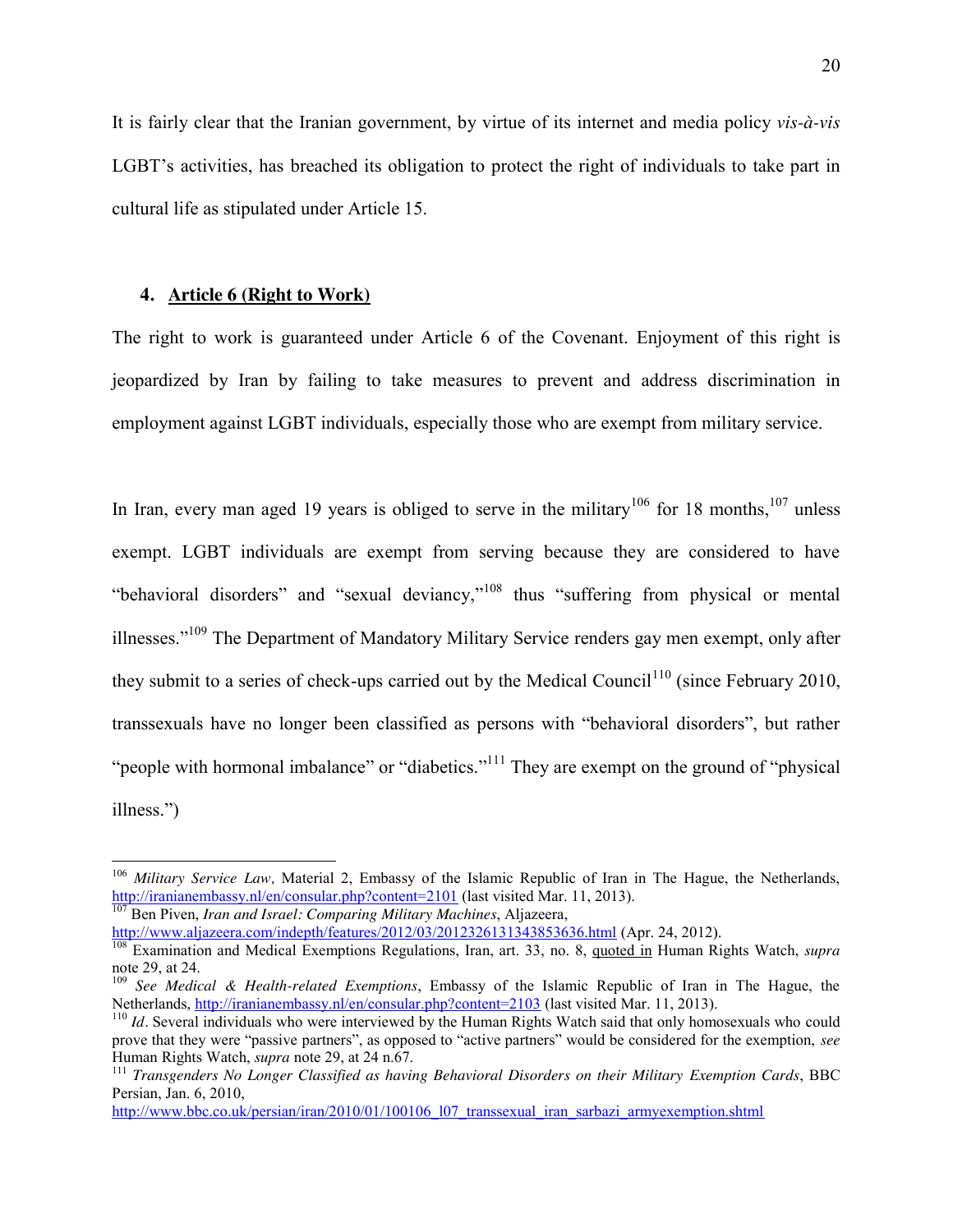It is fairly clear that the Iranian government, by virtue of its internet and media policy *vis-à-vis* LGBT's activities, has breached its obligation to protect the right of individuals to take part in cultural life as stipulated under Article 15.

### 4. **Article 6 (Right to Work)**

The right to work is guaranteed under Article 6 of the Covenant. Enjoyment of this right is jeopardized by Iran by failing to take measures to prevent and address discrimination in employment against LGBT individuals, especially those who are exempt from military service.

In Iran, every man aged 19 years is obliged to serve in the military[106] for 18 months,[107] unless exempt. LGBT individuals are exempt from serving because they are considered to have "behavioral disorders" and "sexual deviancy,"[108] thus "suffering from physical or mental illnesses."[109] The Department of Mandatory Military Service renders gay men exempt, only after they submit to a series of check-ups carried out by the Medical Council[110] (since February 2010, transsexuals have no longer been classified as persons with "behavioral disorders", but rather "people with hormonal imbalance" or "diabetics."[111] They are exempt on the ground of "physical illness.")

---

[106] *Military Service Law,* Material 2, Embassy of the Islamic Republic of Iran in The Hague, the Netherlands, http://iranianembassy.nl/en/consular.php?content=2101 (last visited Mar. 11, 2013).

[107] Ben Piven, *Iran and Israel: Comparing Military Machines*, Aljazeera, http://www.aljazeera.com/indepth/features/2012/03/2012326131343853636.html (Apr. 24, 2012).

[108] Examination and Medical Exemptions Regulations, Iran, art. 33, no. 8, quoted in Human Rights Watch, *supra* note 29, at 24.

[109] *See Medical & Health-related Exemptions*, Embassy of the Islamic Republic of Iran in The Hague, the Netherlands, http://iranianembassy.nl/en/consular.php?content=2103 (last visited Mar. 11, 2013).

[110] *Id*. Several individuals who were interviewed by the Human Rights Watch said that only homosexuals who could prove that they were "passive partners", as opposed to "active partners" would be considered for the exemption, *see* Human Rights Watch, *supra* note 29, at 24 n.67.

[111] *Transgenders No Longer Classified as having Behavioral Disorders on their Military Exemption Cards*, BBC Persian, Jan. 6, 2010, http://www.bbc.co.uk/persian/iran/2010/01/100106_l07_transsexual_iran_sarbazi_armyexemption.shtml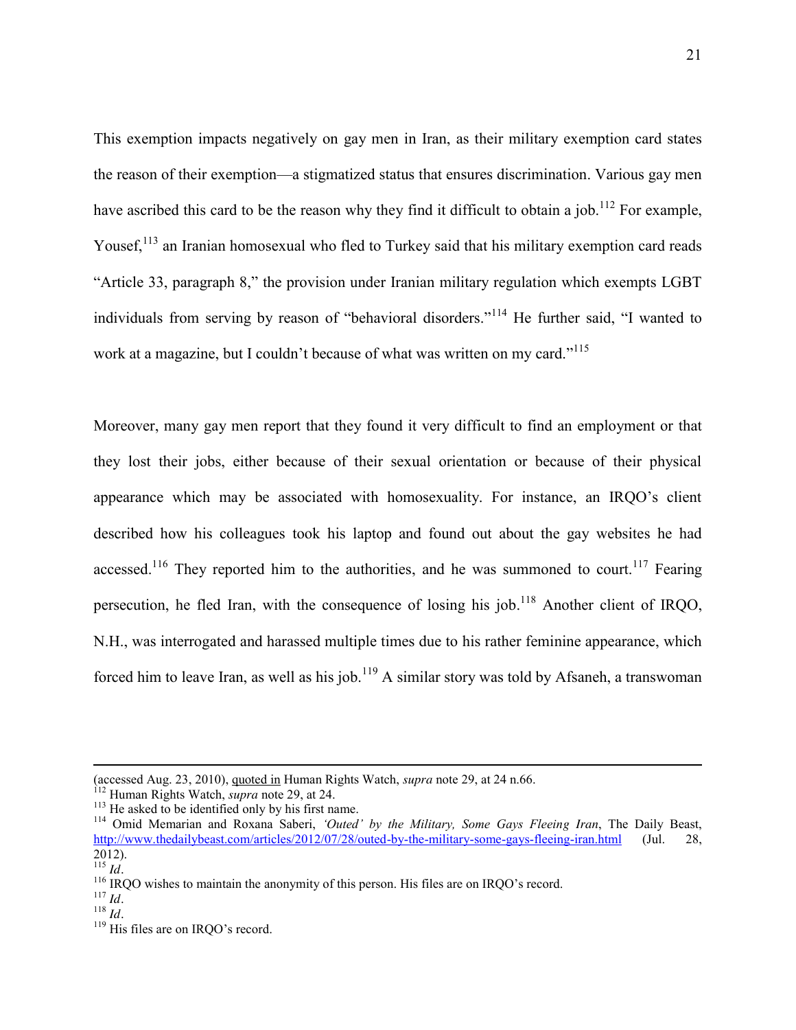This exemption impacts negatively on gay men in Iran, as their military exemption card states the reason of their exemption—a stigmatized status that ensures discrimination. Various gay men have ascribed this card to be the reason why they find it difficult to obtain a job.[112] For example, Yousef,[113] an Iranian homosexual who fled to Turkey said that his military exemption card reads "Article 33, paragraph 8," the provision under Iranian military regulation which exempts LGBT individuals from serving by reason of "behavioral disorders."[114] He further said, "I wanted to work at a magazine, but I couldn't because of what was written on my card."[115]

Moreover, many gay men report that they found it very difficult to find an employment or that they lost their jobs, either because of their sexual orientation or because of their physical appearance which may be associated with homosexuality. For instance, an IRQO's client described how his colleagues took his laptop and found out about the gay websites he had accessed.[116] They reported him to the authorities, and he was summoned to court.[117] Fearing persecution, he fled Iran, with the consequence of losing his job.[118] Another client of IRQO, N.H., was interrogated and harassed multiple times due to his rather feminine appearance, which forced him to leave Iran, as well as his job.[119] A similar story was told by Afsaneh, a transwoman

---

(accessed Aug. 23, 2010), quoted in Human Rights Watch, *supra* note 29, at 24 n.66.

[112] Human Rights Watch, *supra* note 29, at 24.

[113] He asked to be identified only by his first name.

[114] Omid Memarian and Roxana Saberi, *'Outed' by the Military, Some Gays Fleeing Iran*, The Daily Beast, http://www.thedailybeast.com/articles/2012/07/28/outed-by-the-military-some-gays-fleeing-iran.html (Jul. 28, 2012).

[115] *Id*.

[116] IRQO wishes to maintain the anonymity of this person. His files are on IRQO's record.

[117] *Id*.

[118] *Id*.

[119] His files are on IRQO's record.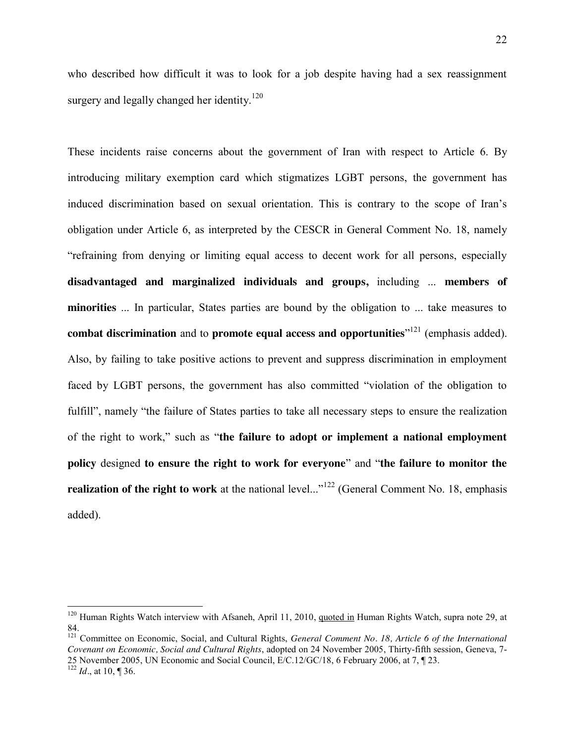who described how difficult it was to look for a job despite having had a sex reassignment surgery and legally changed her identity.[120]

These incidents raise concerns about the government of Iran with respect to Article 6. By introducing military exemption card which stigmatizes LGBT persons, the government has induced discrimination based on sexual orientation. This is contrary to the scope of Iran's obligation under Article 6, as interpreted by the CESCR in General Comment No. 18, namely "refraining from denying or limiting equal access to decent work for all persons, especially **disadvantaged and marginalized individuals and groups,** including ... **members of minorities** ... In particular, States parties are bound by the obligation to ... take measures to **combat discrimination** and to **promote equal access and opportunities**"[121] (emphasis added). Also, by failing to take positive actions to prevent and suppress discrimination in employment faced by LGBT persons, the government has also committed "violation of the obligation to fulfill", namely "the failure of States parties to take all necessary steps to ensure the realization of the right to work," such as "**the failure to adopt or implement a national employment policy** designed **to ensure the right to work for everyone**" and "**the failure to monitor the realization of the right to work** at the national level..."[122] (General Comment No. 18, emphasis added).

---

[120] Human Rights Watch interview with Afsaneh, April 11, 2010, quoted in Human Rights Watch, supra note 29, at 84.

[121] Committee on Economic, Social, and Cultural Rights, *General Comment No. 18, Article 6 of the International Covenant on Economic, Social and Cultural Rights*, adopted on 24 November 2005, Thirty-fifth session, Geneva, 7-25 November 2005, UN Economic and Social Council, E/C.12/GC/18, 6 February 2006, at 7, ¶ 23.

[122] *Id*., at 10, ¶ 36.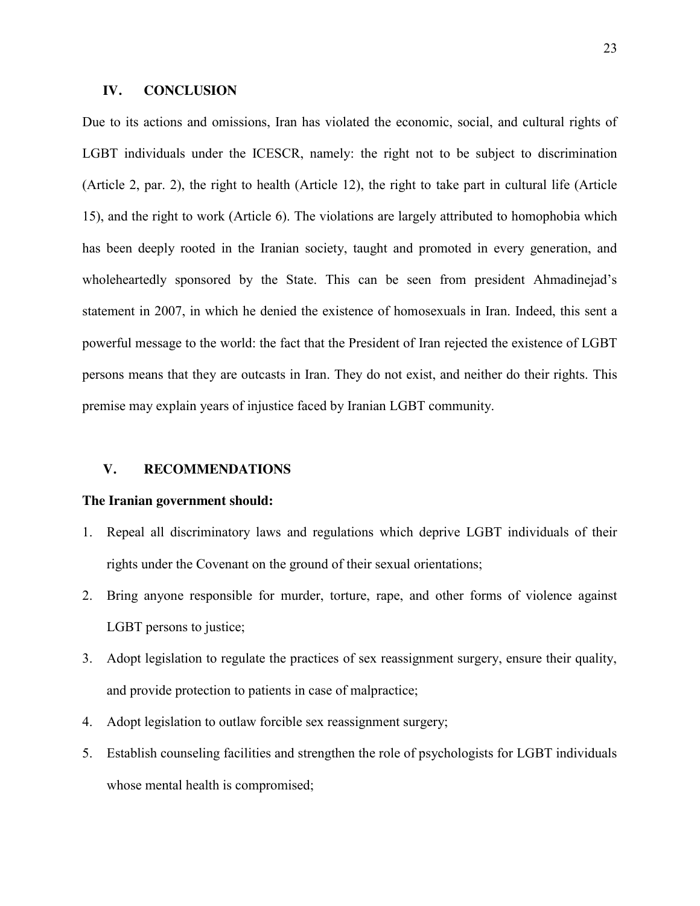## IV. CONCLUSION

Due to its actions and omissions, Iran has violated the economic, social, and cultural rights of LGBT individuals under the ICESCR, namely: the right not to be subject to discrimination (Article 2, par. 2), the right to health (Article 12), the right to take part in cultural life (Article 15), and the right to work (Article 6). The violations are largely attributed to homophobia which has been deeply rooted in the Iranian society, taught and promoted in every generation, and wholeheartedly sponsored by the State. This can be seen from president Ahmadinejad's statement in 2007, in which he denied the existence of homosexuals in Iran. Indeed, this sent a powerful message to the world: the fact that the President of Iran rejected the existence of LGBT persons means that they are outcasts in Iran. They do not exist, and neither do their rights. This premise may explain years of injustice faced by Iranian LGBT community.

## V. RECOMMENDATIONS

**The Iranian government should:**

1. Repeal all discriminatory laws and regulations which deprive LGBT individuals of their rights under the Covenant on the ground of their sexual orientations;
2. Bring anyone responsible for murder, torture, rape, and other forms of violence against LGBT persons to justice;
3. Adopt legislation to regulate the practices of sex reassignment surgery, ensure their quality, and provide protection to patients in case of malpractice;
4. Adopt legislation to outlaw forcible sex reassignment surgery;
5. Establish counseling facilities and strengthen the role of psychologists for LGBT individuals whose mental health is compromised;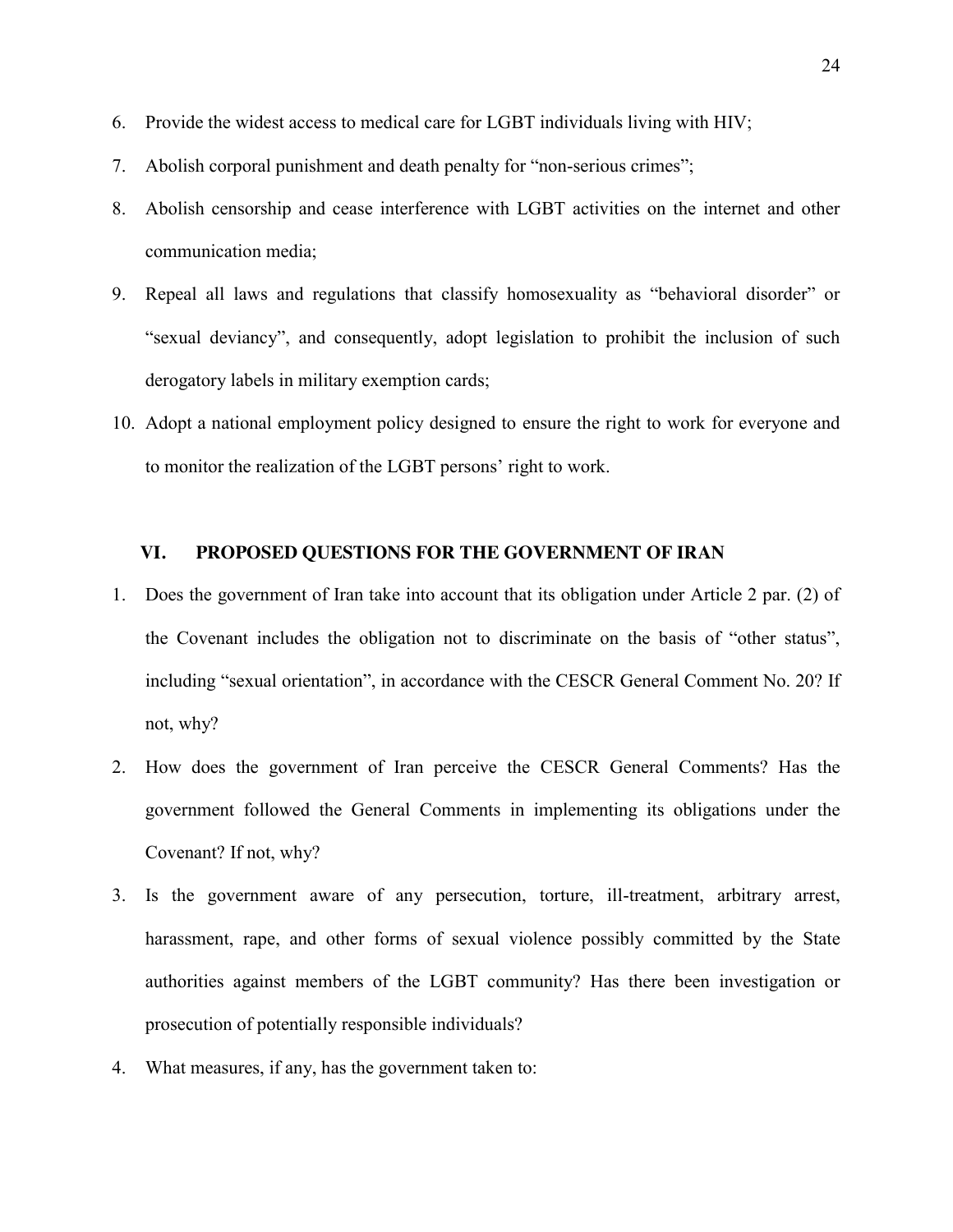6. Provide the widest access to medical care for LGBT individuals living with HIV;
7. Abolish corporal punishment and death penalty for "non-serious crimes";
8. Abolish censorship and cease interference with LGBT activities on the internet and other communication media;
9. Repeal all laws and regulations that classify homosexuality as "behavioral disorder" or "sexual deviancy", and consequently, adopt legislation to prohibit the inclusion of such derogatory labels in military exemption cards;
10. Adopt a national employment policy designed to ensure the right to work for everyone and to monitor the realization of the LGBT persons' right to work.

## VI. PROPOSED QUESTIONS FOR THE GOVERNMENT OF IRAN

1. Does the government of Iran take into account that its obligation under Article 2 par. (2) of the Covenant includes the obligation not to discriminate on the basis of "other status", including "sexual orientation", in accordance with the CESCR General Comment No. 20? If not, why?
2. How does the government of Iran perceive the CESCR General Comments? Has the government followed the General Comments in implementing its obligations under the Covenant? If not, why?
3. Is the government aware of any persecution, torture, ill-treatment, arbitrary arrest, harassment, rape, and other forms of sexual violence possibly committed by the State authorities against members of the LGBT community? Has there been investigation or prosecution of potentially responsible individuals?
4. What measures, if any, has the government taken to: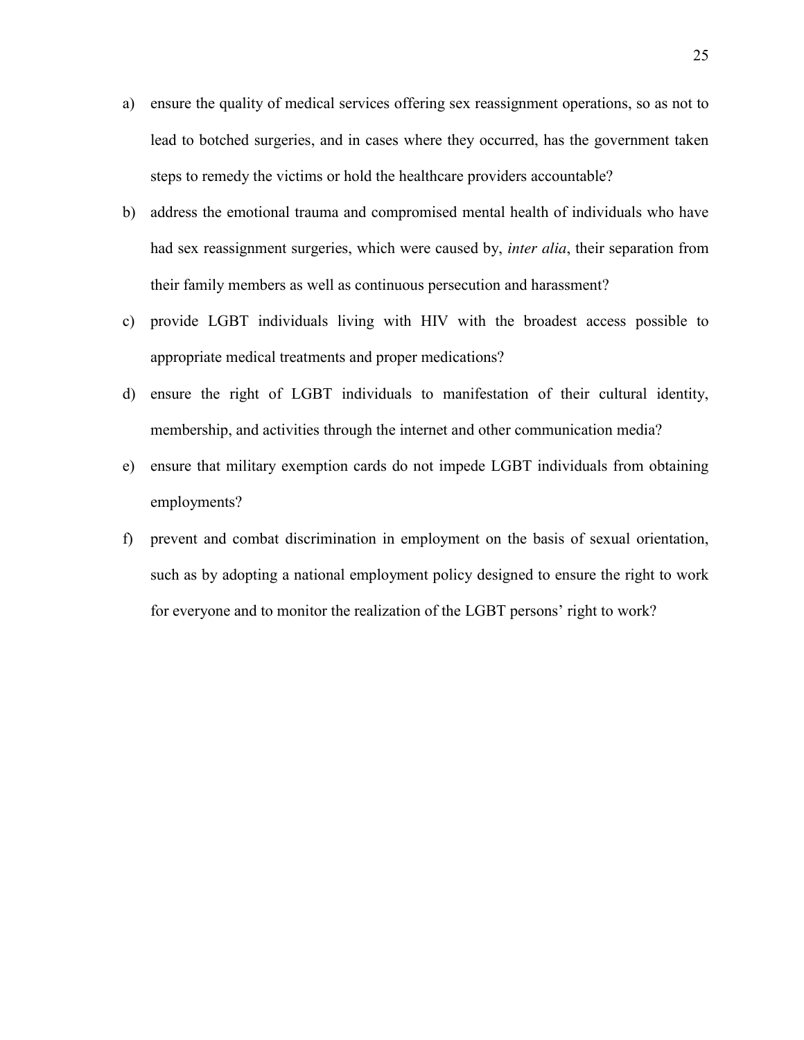a) ensure the quality of medical services offering sex reassignment operations, so as not to lead to botched surgeries, and in cases where they occurred, has the government taken steps to remedy the victims or hold the healthcare providers accountable?
b) address the emotional trauma and compromised mental health of individuals who have had sex reassignment surgeries, which were caused by, *inter alia*, their separation from their family members as well as continuous persecution and harassment?
c) provide LGBT individuals living with HIV with the broadest access possible to appropriate medical treatments and proper medications?
d) ensure the right of LGBT individuals to manifestation of their cultural identity, membership, and activities through the internet and other communication media?
e) ensure that military exemption cards do not impede LGBT individuals from obtaining employments?
f) prevent and combat discrimination in employment on the basis of sexual orientation, such as by adopting a national employment policy designed to ensure the right to work for everyone and to monitor the realization of the LGBT persons' right to work?